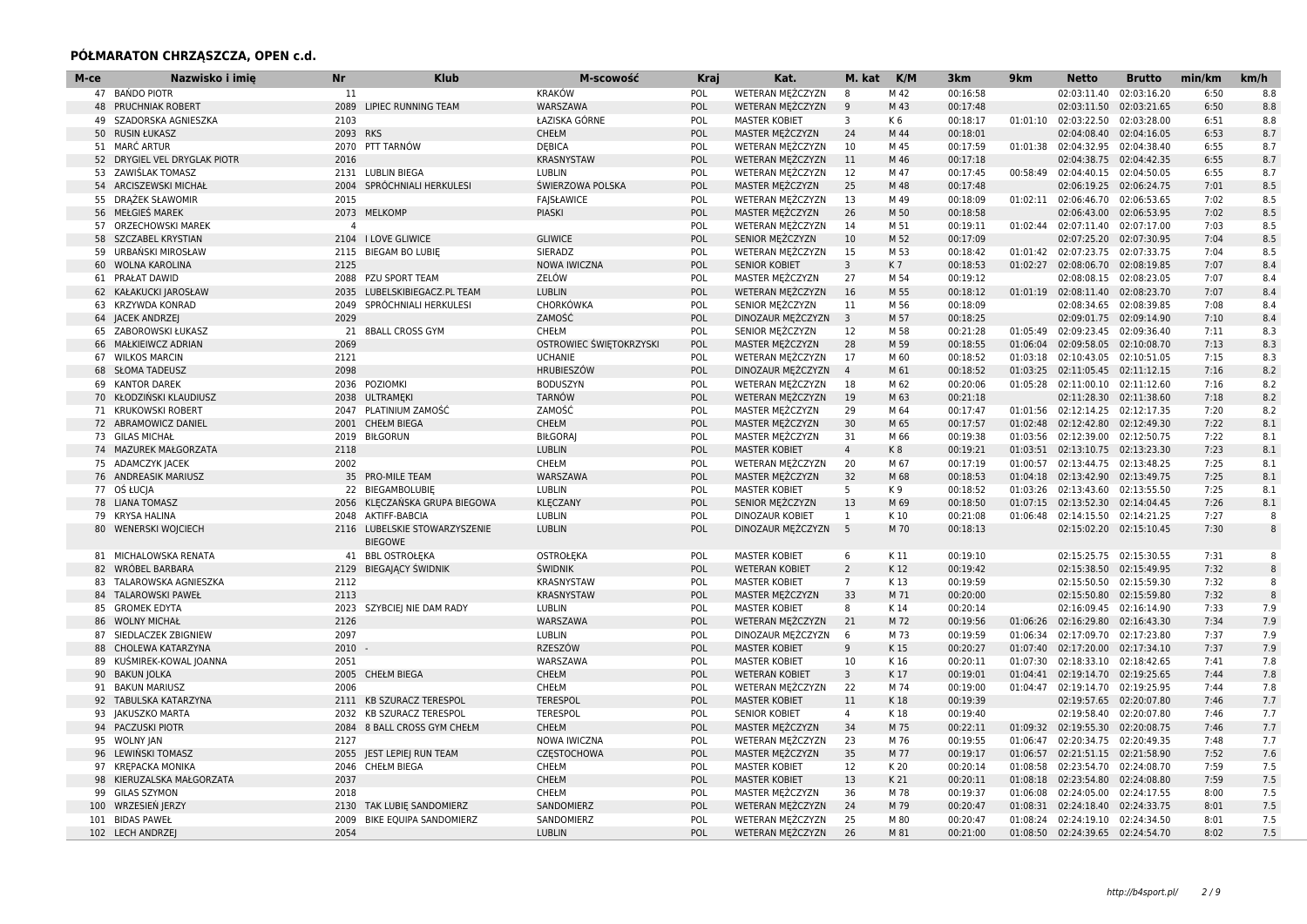## PÓŁMARATON CHRZĄSZCZA, OPEN c.d.

| M-ce | Nazwisko i imię | Nr | Klub | M-scowość | Kraj | Kat. | M. kat | K/M | 3km | 9km | Netto | Brutto | min/km | km/h |
|---|---|---|---|---|---|---|---|---|---|---|---|---|---|---|
| 47 | BAŃDO PIOTR | 11 | | KRAKÓW | POL | WETERAN MĘŻCZYZN | 8 | M 42 | 00:16:58 | | 02:03:11.40 | 02:03:16.20 | 6:50 | 8.8 |
| 48 | PRUCHNIAK ROBERT | 2089 | LIPIEC RUNNING TEAM | WARSZAWA | POL | WETERAN MĘŻCZYZN | 9 | M 43 | 00:17:48 | | 02:03:11.50 | 02:03:21.65 | 6:50 | 8.8 |
| 49 | SZADORSKA AGNIESZKA | 2103 | | ŁAZISKA GÓRNE | POL | MASTER KOBIET | 3 | K 6 | 00:18:17 | 01:01:10 | 02:03:22.50 | 02:03:28.00 | 6:51 | 8.8 |
| 50 | RUSIN ŁUKASZ | 2093 | RKS | CHEŁM | POL | MASTER MĘŻCZYZN | 24 | M 44 | 00:18:01 | | 02:04:08.40 | 02:04:16.05 | 6:53 | 8.7 |
| 51 | MARĆ ARTUR | 2070 | PTT TARNÓW | DĘBICA | POL | WETERAN MĘŻCZYZN | 10 | M 45 | 00:17:59 | 01:01:38 | 02:04:32.95 | 02:04:38.40 | 6:55 | 8.7 |
| 52 | DRYGIEL VEL DRYGLAK PIOTR | 2016 | | KRASNYSTAW | POL | WETERAN MĘŻCZYZN | 11 | M 46 | 00:17:18 | | 02:04:38.75 | 02:04:42.35 | 6:55 | 8.7 |
| 53 | ZAWIŚLAK TOMASZ | 2131 | LUBLIN BIEGA | LUBLIN | POL | WETERAN MĘŻCZYZN | 12 | M 47 | 00:17:45 | 00:58:49 | 02:04:40.15 | 02:04:50.05 | 6:55 | 8.7 |
| 54 | ARCISZEWSKI MICHAŁ | 2004 | SPRÓCHNIALI HERKULESI | ŚWIERZOWA POLSKA | POL | MASTER MĘŻCZYZN | 25 | M 48 | 00:17:48 | | 02:06:19.25 | 02:06:24.75 | 7:01 | 8.5 |
| 55 | DRĄŻEK SŁAWOMIR | 2015 | | FAJSŁAWICE | POL | WETERAN MĘŻCZYZN | 13 | M 49 | 00:18:09 | 01:02:11 | 02:06:46.70 | 02:06:53.65 | 7:02 | 8.5 |
| 56 | MEŁGIEŚ MAREK | 2073 | MELKOMP | PIASKI | POL | MASTER MĘŻCZYZN | 26 | M 50 | 00:18:58 | | 02:06:43.00 | 02:06:53.95 | 7:02 | 8.5 |
| 57 | ORZECHOWSKI MAREK | 4 | | | POL | WETERAN MĘŻCZYZN | 14 | M 51 | 00:19:11 | 01:02:44 | 02:07:11.40 | 02:07:17.00 | 7:03 | 8.5 |
| 58 | SZCZABEL KRYSTIAN | 2104 | I LOVE GLIWICE | GLIWICE | POL | SENIOR MĘŻCZYZN | 10 | M 52 | 00:17:09 | | 02:07:25.20 | 02:07:30.95 | 7:04 | 8.5 |
| 59 | URBAŃSKI MIROSŁAW | 2115 | BIEGAM BO LUBIĘ | SIERADZ | POL | WETERAN MĘŻCZYZN | 15 | M 53 | 00:18:42 | 01:01:42 | 02:07:23.75 | 02:07:33.75 | 7:04 | 8.5 |
| 60 | WOLNA KAROLINA | 2125 | | NOWA IWICZNA | POL | SENIOR KOBIET | 3 | K 7 | 00:18:53 | 01:02:27 | 02:08:06.70 | 02:08:19.85 | 7:07 | 8.4 |
| 61 | PRAŁAT DAWID | 2088 | PZU SPORT TEAM | ZELÓW | POL | MASTER MĘŻCZYZN | 27 | M 54 | 00:19:12 | | 02:08:08.15 | 02:08:23.05 | 7:07 | 8.4 |
| 62 | KAŁAKUCKI JAROSŁAW | 2035 | LUBELSKIBIEGACZ.PL TEAM | LUBLIN | POL | WETERAN MĘŻCZYZN | 16 | M 55 | 00:18:12 | 01:01:19 | 02:08:11.40 | 02:08:23.70 | 7:07 | 8.4 |
| 63 | KRZYWDA KONRAD | 2049 | SPRÓCHNIALI HERKULESI | CHORKÓWKA | POL | SENIOR MĘŻCZYZN | 11 | M 56 | 00:18:09 | | 02:08:34.65 | 02:08:39.85 | 7:08 | 8.4 |
| 64 | JACEK ANDRZEJ | 2029 | | ZAMOŚĆ | POL | DINOZAUR MĘŻCZYZN | 3 | M 57 | 00:18:25 | | 02:09:01.75 | 02:09:14.90 | 7:10 | 8.4 |
| 65 | ZABOROWSKI ŁUKASZ | 21 | 8BALL CROSS GYM | CHEŁM | POL | SENIOR MĘŻCZYZN | 12 | M 58 | 00:21:28 | 01:05:49 | 02:09:23.45 | 02:09:36.40 | 7:11 | 8.3 |
| 66 | MAŁKIEWICZ ADRIAN | 2069 | | OSTROWIEC ŚWIĘTOKRZYSKI | POL | MASTER MĘŻCZYZN | 28 | M 59 | 00:18:55 | 01:06:04 | 02:09:58.05 | 02:10:08.70 | 7:13 | 8.3 |
| 67 | WILKOS MARCIN | 2121 | | UCHANIE | POL | WETERAN MĘŻCZYZN | 17 | M 60 | 00:18:52 | 01:03:18 | 02:10:43.05 | 02:10:51.05 | 7:15 | 8.3 |
| 68 | SŁOMA TADEUSZ | 2098 | | HRUBIESZÓW | POL | DINOZAUR MĘŻCZYZN | 4 | M 61 | 00:18:52 | 01:03:25 | 02:11:05.45 | 02:11:12.15 | 7:16 | 8.2 |
| 69 | KANTOR DAREK | 2036 | POZIOMKI | BODUSZYN | POL | WETERAN MĘŻCZYZN | 18 | M 62 | 00:20:06 | 01:05:28 | 02:11:00.10 | 02:11:12.60 | 7:16 | 8.2 |
| 70 | KŁODZIŃSKI KLAUDIUSZ | 2038 | ULTRAMĘKI | TARNÓW | POL | WETERAN MĘŻCZYZN | 19 | M 63 | 00:21:18 | | 02:11:28.30 | 02:11:38.60 | 7:18 | 8.2 |
| 71 | KRUKOWSKI ROBERT | 2047 | PLATINIUM ZAMOŚĆ | ZAMOŚĆ | POL | MASTER MĘŻCZYZN | 29 | M 64 | 00:17:47 | 01:01:56 | 02:12:14.25 | 02:12:17.35 | 7:20 | 8.2 |
| 72 | ABRAMOWICZ DANIEL | 2001 | CHEŁM BIEGA | CHEŁM | POL | MASTER MĘŻCZYZN | 30 | M 65 | 00:17:57 | 01:02:48 | 02:12:42.80 | 02:12:49.30 | 7:22 | 8.1 |
| 73 | GILAS MICHAŁ | 2019 | BIŁGORUN | BIŁGORAJ | POL | MASTER MĘŻCZYZN | 31 | M 66 | 00:19:38 | 01:03:56 | 02:12:39.00 | 02:12:50.75 | 7:22 | 8.1 |
| 74 | MAZUREK MAŁGORZATA | 2118 | | LUBLIN | POL | MASTER KOBIET | 4 | K 8 | 00:19:21 | 01:03:51 | 02:13:10.75 | 02:13:23.30 | 7:23 | 8.1 |
| 75 | ADAMCZYK JACEK | 2002 | | CHEŁM | POL | WETERAN MĘŻCZYZN | 20 | M 67 | 00:17:19 | 01:00:57 | 02:13:44.75 | 02:13:48.25 | 7:25 | 8.1 |
| 76 | ANDREASIK MARIUSZ | 35 | PRO-MILE TEAM | WARSZAWA | POL | MASTER MĘŻCZYZN | 32 | M 68 | 00:18:53 | 01:04:18 | 02:13:42.90 | 02:13:49.75 | 7:25 | 8.1 |
| 77 | OŚ ŁUCJA | 22 | BIEGAMBOLUBIĘ | LUBLIN | POL | MASTER KOBIET | 5 | K 9 | 00:18:52 | 01:03:26 | 02:13:43.60 | 02:13:55.50 | 7:25 | 8.1 |
| 78 | LIANA TOMASZ | 2056 | KLĘCZAŃSKA GRUPA BIEGOWA | KLĘCZANY | POL | SENIOR MĘŻCZYZN | 13 | M 69 | 00:18:50 | 01:07:15 | 02:13:52.30 | 02:14:04.45 | 7:26 | 8.1 |
| 79 | KRYSA HALINA | 2048 | AKTIFF-BABCIA | LUBLIN | POL | DINOZAUR KOBIET | 1 | K 10 | 00:21:08 | 01:06:48 | 02:14:15.50 | 02:14:21.25 | 7:27 | 8 |
| 80 | WENERSKI WOJCIECH | 2116 | LUBELSKIE STOWARZYSZENIE BIEGOWE | LUBLIN | POL | DINOZAUR MĘŻCZYZN | 5 | M 70 | 00:18:13 | | 02:15:02.20 | 02:15:10.45 | 7:30 | 8 |
| 81 | MICHALOWSKA RENATA | 41 | BBL OSTROŁĘKA | OSTROŁĘKA | POL | MASTER KOBIET | 6 | K 11 | 00:19:10 | | 02:15:25.75 | 02:15:30.55 | 7:31 | 8 |
| 82 | WRÓBEL BARBARA | 2129 | BIEGAJĄCY ŚWIDNIK | ŚWIDNIK | POL | WETERAN KOBIET | 2 | K 12 | 00:19:42 | | 02:15:38.50 | 02:15:49.95 | 7:32 | 8 |
| 83 | TALAROWSKA AGNIESZKA | 2112 | | KRASNYSTAW | POL | MASTER KOBIET | 7 | K 13 | 00:19:59 | | 02:15:50.50 | 02:15:59.30 | 7:32 | 8 |
| 84 | TALAROWSKI PAWEŁ | 2113 | | KRASNYSTAW | POL | MASTER MĘŻCZYZN | 33 | M 71 | 00:20:00 | | 02:15:50.80 | 02:15:59.80 | 7:32 | 8 |
| 85 | GROMEK EDYTA | 2023 | SZYBCIEJ NIE DAM RADY | LUBLIN | POL | MASTER KOBIET | 8 | K 14 | 00:20:14 | | 02:16:09.45 | 02:16:14.90 | 7:33 | 7.9 |
| 86 | WOLNY MICHAŁ | 2126 | | WARSZAWA | POL | WETERAN MĘŻCZYZN | 21 | M 72 | 00:19:56 | 01:06:26 | 02:16:29.80 | 02:16:43.30 | 7:34 | 7.9 |
| 87 | SIEDLACZEK ZBIGNIEW | 2097 | | LUBLIN | POL | DINOZAUR MĘŻCZYZN | 6 | M 73 | 00:19:59 | 01:06:34 | 02:17:09.70 | 02:17:23.80 | 7:37 | 7.9 |
| 88 | CHOLEWA KATARZYNA | 2010 | - | RZESZÓW | POL | MASTER KOBIET | 9 | K 15 | 00:20:27 | 01:07:40 | 02:17:20.00 | 02:17:34.10 | 7:37 | 7.9 |
| 89 | KUŚMIREK-KOWAL JOANNA | 2051 | | WARSZAWA | POL | MASTER KOBIET | 10 | K 16 | 00:20:11 | 01:07:30 | 02:18:33.10 | 02:18:42.65 | 7:41 | 7.8 |
| 90 | BAKUN JOLKA | 2005 | CHEŁM BIEGA | CHEŁM | POL | WETERAN KOBIET | 3 | K 17 | 00:19:01 | 01:04:41 | 02:19:14.70 | 02:19:25.65 | 7:44 | 7.8 |
| 91 | BAKUN MARIUSZ | 2006 | | CHEŁM | POL | WETERAN MĘŻCZYZN | 22 | M 74 | 00:19:00 | 01:04:47 | 02:19:14.70 | 02:19:25.95 | 7:44 | 7.8 |
| 92 | TABULSKA KATARZYNA | 2111 | KB SZURACZ TERESPOL | TERESPOL | POL | MASTER KOBIET | 11 | K 18 | 00:19:39 | | 02:19:57.65 | 02:20:07.80 | 7:46 | 7.7 |
| 93 | JAKUSZKO MARTA | 2032 | KB SZURACZ TERESPOL | TERESPOL | POL | SENIOR KOBIET | 4 | K 18 | 00:19:40 | | 02:19:58.40 | 02:20:07.80 | 7:46 | 7.7 |
| 94 | PACZUSKI PIOTR | 2084 | 8 BALL CROSS GYM CHEŁM | CHEŁM | POL | MASTER MĘŻCZYZN | 34 | M 75 | 00:22:11 | 01:09:32 | 02:19:55.30 | 02:20:08.75 | 7:46 | 7.7 |
| 95 | WOLNY JAN | 2127 | | NOWA IWICZNA | POL | WETERAN MĘŻCZYZN | 23 | M 76 | 00:19:55 | 01:06:47 | 02:20:34.75 | 02:20:49.35 | 7:48 | 7.7 |
| 96 | LEWIŃSKI TOMASZ | 2055 | JEST LEPIEJ RUN TEAM | CZĘSTOCHOWA | POL | MASTER MĘŻCZYZN | 35 | M 77 | 00:19:17 | 01:06:57 | 02:21:51.15 | 02:21:58.90 | 7:52 | 7.6 |
| 97 | KRĘPACKA MONIKA | 2046 | CHEŁM BIEGA | CHEŁM | POL | MASTER KOBIET | 12 | K 20 | 00:20:14 | 01:08:58 | 02:23:54.70 | 02:24:08.70 | 7:59 | 7.5 |
| 98 | KIERUZALSKA MAŁGORZATA | 2037 | | CHEŁM | POL | MASTER KOBIET | 13 | K 21 | 00:20:11 | 01:08:18 | 02:23:54.80 | 02:24:08.80 | 7:59 | 7.5 |
| 99 | GILAS SZYMON | 2018 | | CHEŁM | POL | MASTER MĘŻCZYZN | 36 | M 78 | 00:19:37 | 01:06:08 | 02:24:05.00 | 02:24:17.55 | 8:00 | 7.5 |
| 100 | WRZESIEŃ JERZY | 2130 | TAK LUBIĘ SANDOMIERZ | SANDOMIERZ | POL | WETERAN MĘŻCZYZN | 24 | M 79 | 00:20:47 | 01:08:31 | 02:24:18.40 | 02:24:33.75 | 8:01 | 7.5 |
| 101 | BIDAS PAWEŁ | 2009 | BIKE EQUIPA SANDOMIERZ | SANDOMIERZ | POL | WETERAN MĘŻCZYZN | 25 | M 80 | 00:20:47 | 01:08:24 | 02:24:19.10 | 02:24:34.50 | 8:01 | 7.5 |
| 102 | LECH ANDRZEJ | 2054 | | LUBLIN | POL | WETERAN MĘŻCZYZN | 26 | M 81 | 00:21:00 | 01:08:50 | 02:24:39.65 | 02:24:54.70 | 8:02 | 7.5 |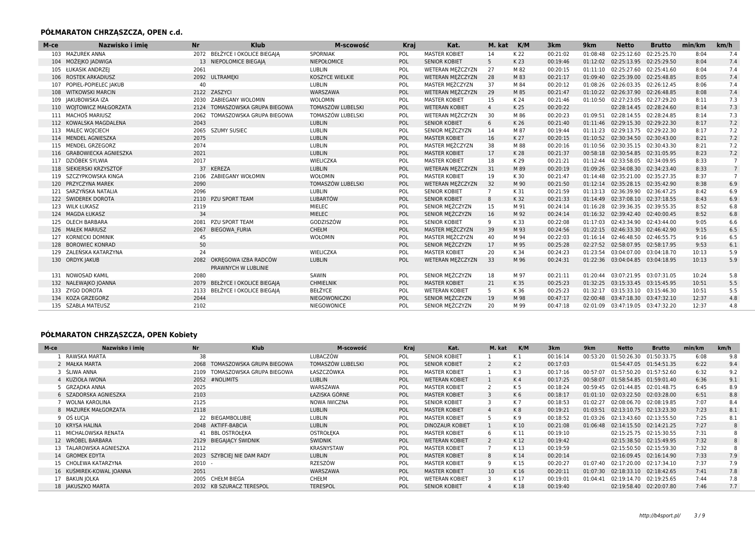## PÓŁMARATON CHRZĄSZCZA, OPEN c.d.

| M-ce | Nazwisko i imię | Nr | Klub | M-scowość | Kraj | Kat. | M. kat | K/M | 3km | 9km | Netto | Brutto | min/km | km/h |
|---|---|---|---|---|---|---|---|---|---|---|---|---|---|---|
| 103 | MAZUREK ANNA | 2072 | BEŁŻYCE I OKOLICE BIEGAJĄ | SPORNIAK | POL | MASTER KOBIET | 14 | K 22 | 00:21:02 | 01:08:48 | 02:25:12.60 | 02:25:25.70 | 8:04 | 7.4 |
| 104 | MOŻEJKO JADWIGA | 13 | NIEPOLOMICE BIEGAJĄ | NIEPOŁOMICE | POL | SENIOR KOBIET | 5 | K 23 | 00:19:46 | 01:12:02 | 02:25:13.95 | 02:25:29.50 | 8:04 | 7.4 |
| 105 | ŁUKASIK ANDRZEJ | 2061 | | LUBLIN | POL | WETERAN MĘŻCZYZN | 27 | M 82 | 00:20:15 | 01:11:10 | 02:25:27.60 | 02:25:41.60 | 8:04 | 7.4 |
| 106 | ROSTEK ARKADIUSZ | 2092 | ULTRAMĘKI | KOSZYCE WIELKIE | POL | WETERAN MĘŻCZYZN | 28 | M 83 | 00:21:17 | 01:09:40 | 02:25:39.00 | 02:25:48.85 | 8:05 | 7.4 |
| 107 | POPIEL-POPIELEC JAKUB | 40 | | LUBLIN | POL | MASTER MĘŻCZYZN | 37 | M 84 | 00:20:12 | 01:08:26 | 02:26:03.35 | 02:26:12.45 | 8:06 | 7.4 |
| 108 | WITKOWSKI MARCIN | 2122 | ZASZYCI | WARSZAWA | POL | WETERAN MĘŻCZYZN | 29 | M 85 | 00:21:47 | 01:10:22 | 02:26:37.90 | 02:26:48.85 | 8:08 | 7.4 |
| 109 | JAKUBOWSKA IZA | 2030 | ZABIEGANY WOLOMIN | WOLOMIN | POL | MASTER KOBIET | 15 | K 24 | 00:21:46 | 01:10:50 | 02:27:23.05 | 02:27:29.20 | 8:11 | 7.3 |
| 110 | WOJTOWICZ MAŁGORZATA | 2124 | TOMASZOWSKA GRUPA BIEGOWA | TOMASZÓW LUBELSKI | POL | WETERAN KOBIET | 4 | K 25 | 00:20:22 | | 02:28:14.45 | 02:28:24.60 | 8:14 | 7.3 |
| 111 | MACHOŚ MARIUSZ | 2062 | TOMASZOWSKA GRUPA BIEGOWA | TOMASZÓW LUBELSKI | POL | WETERAN MĘŻCZYZN | 30 | M 86 | 00:20:23 | 01:09:51 | 02:28:14.55 | 02:28:24.85 | 8:14 | 7.3 |
| 112 | KOWALSKA MAGDALENA | 2043 | | LUBLIN | POL | SENIOR KOBIET | 6 | K 26 | 00:21:40 | 01:11:46 | 02:29:15.30 | 02:29:22.30 | 8:17 | 7.2 |
| 113 | MALEC WOJCIECH | 2065 | SZUMY SUSIEC | LUBLIN | POL | SENIOR MĘŻCZYZN | 14 | M 87 | 00:19:44 | 01:11:23 | 02:29:13.75 | 02:29:22.30 | 8:17 | 7.2 |
| 114 | MENDEL AGNIESZKA | 2075 | | LUBLIN | POL | MASTER KOBIET | 16 | K 27 | 00:20:15 | 01:10:52 | 02:30:34.50 | 02:30:43.00 | 8:21 | 7.2 |
| 115 | MENDEL GRZEGORZ | 2074 | | LUBLIN | POL | MASTER MĘŻCZYZN | 38 | M 88 | 00:20:16 | 01:10:56 | 02:30:35.15 | 02:30:43.30 | 8:21 | 7.2 |
| 116 | GRABOWIECKA AGNIESZKA | 2021 | | LUBLIN | POL | MASTER KOBIET | 17 | K 28 | 00:21:37 | 00:58:18 | 02:30:54.85 | 02:31:05.95 | 8:23 | 7.2 |
| 117 | DZIÓBEK SYLWIA | 2017 | | WIELICZKA | POL | MASTER KOBIET | 18 | K 29 | 00:21:21 | 01:12:44 | 02:33:58.05 | 02:34:09.95 | 8:33 | 7 |
| 118 | SIEKIERSKI KRZYSZTOF | 37 | KEREZA | LUBLIN | POL | WETERAN MĘŻCZYZN | 31 | M 89 | 00:20:19 | 01:09:26 | 02:34:08.30 | 02:34:23.40 | 8:33 | 7 |
| 119 | SZCZYPKOWSKA KINGA | 2106 | ZABIEGANY WOŁOMIN | WOŁOMIN | POL | MASTER KOBIET | 19 | K 30 | 00:21:47 | 01:14:48 | 02:35:21.00 | 02:35:27.35 | 8:37 | 7 |
| 120 | PRZYCZYNA MAREK | 2090 | | TOMASZÓW LUBELSKI | POL | WETERAN MĘŻCZYZN | 32 | M 90 | 00:21:50 | 01:12:14 | 02:35:28.15 | 02:35:42.90 | 8:38 | 6.9 |
| 121 | SARZYŃSKA NATALIA | 2096 | | LUBLIN | POL | SENIOR KOBIET | 7 | K 31 | 00:21:59 | 01:13:13 | 02:36:39.90 | 02:36:47.25 | 8:42 | 6.9 |
| 122 | ŚWIDEREK DOROTA | 2110 | PZU SPORT TEAM | LUBARTÓW | POL | SENIOR KOBIET | 8 | K 32 | 00:21:33 | 01:14:49 | 02:37:08.10 | 02:37:18.55 | 8:43 | 6.9 |
| 123 | WILK ŁUKASZ | 2119 | | MIELEC | POL | SENIOR MĘŻCZYZN | 15 | M 91 | 00:24:14 | 01:16:28 | 02:39:36.35 | 02:39:55.35 | 8:52 | 6.8 |
| 124 | MAGDA ŁUKASZ | 34 | | MIELEC | POL | SENIOR MĘŻCZYZN | 16 | M 92 | 00:24:14 | 01:16:32 | 02:39:42.40 | 02:40:00.45 | 8:52 | 6.8 |
| 125 | OLECH BARBARA | 2081 | PZU SPORT TEAM | GODZISZÓW | POL | SENIOR KOBIET | 9 | K 33 | 00:22:08 | 01:17:03 | 02:43:34.90 | 02:43:44.00 | 9:05 | 6.6 |
| 126 | MAŁEK MARIUSZ | 2067 | BIEGOWA_FURIA | CHEŁM | POL | MASTER MĘŻCZYZN | 39 | M 93 | 00:24:56 | 01:22:15 | 02:46:33.30 | 02:46:42.90 | 9:15 | 6.5 |
| 127 | KORNECKI DOMINIK | 45 | | WOŁOMIN | POL | MASTER MĘŻCZYZN | 40 | M 94 | 00:22:03 | 01:16:14 | 02:46:48.50 | 02:46:55.75 | 9:16 | 6.5 |
| 128 | BOROWIEC KONRAD | 50 | | | POL | SENIOR MĘŻCZYZN | 17 | M 95 | 00:25:28 | 02:27:52 | 02:58:07.95 | 02:58:17.95 | 9:53 | 6.1 |
| 129 | ZALEŃSKA KATARZYNA | 24 | | WIELICZKA | POL | MASTER KOBIET | 20 | K 34 | 00:24:23 | 01:23:54 | 03:04:07.00 | 03:04:18.70 | 10:13 | 5.9 |
| 130 | ORDYK JAKUB | 2082 | OKRĘGOWA IZBA RADCÓW PRAWNYCH W LUBLINIE | LUBLIN | POL | WETERAN MĘŻCZYZN | 33 | M 96 | 00:24:31 | 01:22:36 | 03:04:04.85 | 03:04:18.95 | 10:13 | 5.9 |
| 131 | NOWOSAD KAMIL | 2080 | | SAWIN | POL | SENIOR MĘŻCZYZN | 18 | M 97 | 00:21:11 | 01:20:44 | 03:07:21.95 | 03:07:31.05 | 10:24 | 5.8 |
| 132 | NALEWAJKO JOANNA | 2079 | BEŁŻYCE I OKOLICE BIEGAJĄ | CHMIELNIK | POL | MASTER KOBIET | 21 | K 35 | 00:25:23 | 01:32:25 | 03:15:33.45 | 03:15:45.95 | 10:51 | 5.5 |
| 133 | ZYGO DOROTA | 2133 | BEŁŻYCE I OKOLICE BIEGAJĄ | BEŁŻYCE | POL | WETERAN KOBIET | 5 | K 36 | 00:25:23 | 01:32:17 | 03:15:33.10 | 03:15:46.30 | 10:51 | 5.5 |
| 134 | KOZA GRZEGORZ | 2044 | | NIEGOWONICZKI | POL | SENIOR MĘŻCZYZN | 19 | M 98 | 00:47:17 | 02:00:48 | 03:47:18.30 | 03:47:32.10 | 12:37 | 4.8 |
| 135 | SZABLA MATEUSZ | 2102 | | NIEGOWONICE | POL | SENIOR MĘŻCZYZN | 20 | M 99 | 00:47:18 | 02:01:09 | 03:47:19.05 | 03:47:32.20 | 12:37 | 4.8 |

## PÓŁMARATON CHRZĄSZCZA, OPEN Kobiety

| M-ce | Nazwisko i imię | Nr | Klub | M-scowość | Kraj | Kat. | M. kat | K/M | 3km | 9km | Netto | Brutto | min/km | km/h |
|---|---|---|---|---|---|---|---|---|---|---|---|---|---|---|
| 1 | RAWSKA MARTA | 38 | | LUBACZÓW | POL | SENIOR KOBIET | 1 | K 1 | 00:16:14 | 00:53:20 | 01:50:26.30 | 01:50:33.75 | 6:08 | 9.8 |
| 2 | MAŁKA MARTA | 2068 | TOMASZOWSKA GRUPA BIEGOWA | TOMASZÓW LUBELSKI | POL | SENIOR KOBIET | 2 | K 2 | 00:17:03 | | 01:54:47.05 | 01:54:51.35 | 6:22 | 9.4 |
| 3 | ŚLIWA ANNA | 2109 | TOMASZOWSKA GRUPA BIEGOWA | ŁASZCZÓWKA | POL | MASTER KOBIET | 1 | K 3 | 00:17:16 | 00:57:07 | 01:57:50.20 | 01:57:52.60 | 6:32 | 9.2 |
| 4 | KUZIOŁA IWONA | 2052 | #NOLIMITS | LUBLIN | POL | WETERAN KOBIET | 1 | K 4 | 00:17:25 | 00:58:07 | 01:58:54.85 | 01:59:01.40 | 6:36 | 9.1 |
| 5 | GRZĄDKA ANNA | 2025 | | WARSZAWA | POL | MASTER KOBIET | 2 | K 5 | 00:18:24 | 00:59:45 | 02:01:44.85 | 02:01:48.75 | 6:45 | 8.9 |
| 6 | SZADORSKA AGNIESZKA | 2103 | | ŁAZISKA GÓRNE | POL | MASTER KOBIET | 3 | K 6 | 00:18:17 | 01:01:10 | 02:03:22.50 | 02:03:28.00 | 6:51 | 8.8 |
| 7 | WOLNA KAROLINA | 2125 | | NOWA IWICZNA | POL | SENIOR KOBIET | 3 | K 7 | 00:18:53 | 01:02:27 | 02:08:06.70 | 02:08:19.85 | 7:07 | 8.4 |
| 8 | MAZUREK MAŁGORZATA | 2118 | | LUBLIN | POL | MASTER KOBIET | 4 | K 8 | 00:19:21 | 01:03:51 | 02:13:10.75 | 02:13:23.30 | 7:23 | 8.1 |
| 9 | OŚ ŁUCJA | 22 | BIEGAMBOLUBIĘ | LUBLIN | POL | MASTER KOBIET | 5 | K 9 | 00:18:52 | 01:03:26 | 02:13:43.60 | 02:13:55.50 | 7:25 | 8.1 |
| 10 | KRYSA HALINA | 2048 | AKTIFF-BABCIA | LUBLIN | POL | DINOZAUR KOBIET | 1 | K 10 | 00:21:08 | 01:06:48 | 02:14:15.50 | 02:14:21.25 | 7:27 | 8 |
| 11 | MICHALOWSKA RENATA | 41 | BBL OSTROŁĘKA | OSTROŁĘKA | POL | MASTER KOBIET | 6 | K 11 | 00:19:10 | | 02:15:25.75 | 02:15:30.55 | 7:31 | 8 |
| 12 | WRÓBEL BARBARA | 2129 | BIEGAJĄCY ŚWIDNIK | ŚWIDNIK | POL | WETERAN KOBIET | 2 | K 12 | 00:19:42 | | 02:15:38.50 | 02:15:49.95 | 7:32 | 8 |
| 13 | TALAROWSKA AGNIESZKA | 2112 | | KRASNYSTAW | POL | MASTER KOBIET | 7 | K 13 | 00:19:59 | | 02:15:50.50 | 02:15:59.30 | 7:32 | 8 |
| 14 | GROMEK EDYTA | 2023 | SZYBCIEJ NIE DAM RADY | LUBLIN | POL | MASTER KOBIET | 8 | K 14 | 00:20:14 | | 02:16:09.45 | 02:16:14.90 | 7:33 | 7.9 |
| 15 | CHOLEWA KATARZYNA | 2010 | - | RZESZÓW | POL | MASTER KOBIET | 9 | K 15 | 00:20:27 | 01:07:40 | 02:17:20.00 | 02:17:34.10 | 7:37 | 7.9 |
| 16 | KUŚMIREK-KOWAL JOANNA | 2051 | | WARSZAWA | POL | MASTER KOBIET | 10 | K 16 | 00:20:11 | 01:07:30 | 02:18:33.10 | 02:18:42.65 | 7:41 | 7.8 |
| 17 | BAKUN JOLKA | 2005 | CHEŁM BIEGA | CHEŁM | POL | WETERAN KOBIET | 3 | K 17 | 00:19:01 | 01:04:41 | 02:19:14.70 | 02:19:25.65 | 7:44 | 7.8 |
| 18 | JAKUSZKO MARTA | 2032 | KB SZURACZ TERESPOL | TERESPOL | POL | SENIOR KOBIET | 4 | K 18 | 00:19:40 | | 02:19:58.40 | 02:20:07.80 | 7:46 | 7.7 |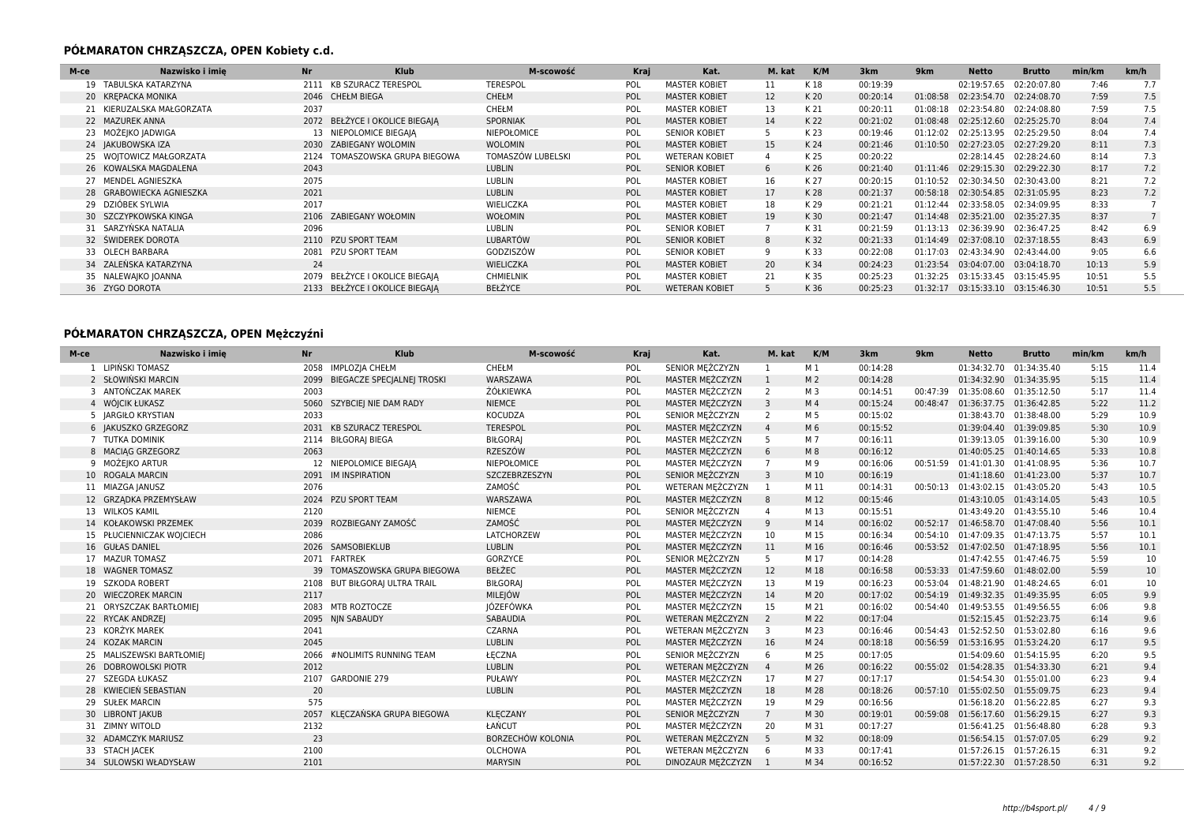## PÓŁMARATON CHRZĄSZCZA, OPEN Kobiety c.d.

| M-ce | Nazwisko i imię | Nr | Klub | M-scowość | Kraj | Kat. | M. kat | K/M | 3km | 9km | Netto | Brutto | min/km | km/h |
|---|---|---|---|---|---|---|---|---|---|---|---|---|---|---|
| 19 | TABULSKA KATARZYNA | 2111 | KB SZURACZ TERESPOL | TERESPOL | POL | MASTER KOBIET | 11 | K 18 | 00:19:39 | | 02:19:57.65 | 02:20:07.80 | 7:46 | 7.7 |
| 20 | KRĘPACKA MONIKA | 2046 | CHEŁM BIEGA | CHEŁM | POL | MASTER KOBIET | 12 | K 20 | 00:20:14 | 01:08:58 | 02:23:54.70 | 02:24:08.70 | 7:59 | 7.5 |
| 21 | KIERUZALSKA MAŁGORZATA | 2037 | | CHEŁM | POL | MASTER KOBIET | 13 | K 21 | 00:20:11 | 01:08:18 | 02:23:54.80 | 02:24:08.80 | 7:59 | 7.5 |
| 22 | MAZUREK ANNA | 2072 | BEŁŻYCE I OKOLICE BIEGAJĄ | SPORNIAK | POL | MASTER KOBIET | 14 | K 22 | 00:21:02 | 01:08:48 | 02:25:12.60 | 02:25:25.70 | 8:04 | 7.4 |
| 23 | MOŻEJKO JADWIGA | 13 | NIEPOLOMICE BIEGAJĄ | NIEPOŁOMICE | POL | SENIOR KOBIET | 5 | K 23 | 00:19:46 | 01:12:02 | 02:25:13.95 | 02:25:29.50 | 8:04 | 7.4 |
| 24 | JAKUBOWSKA IZA | 2030 | ZABIEGANY WOLOMIN | WOLOMIN | POL | MASTER KOBIET | 15 | K 24 | 00:21:46 | 01:10:50 | 02:27:23.05 | 02:27:29.20 | 8:11 | 7.3 |
| 25 | WOJTOWICZ MAŁGORZATA | 2124 | TOMASZOWSKA GRUPA BIEGOWA | TOMASZÓW LUBELSKI | POL | WETERAN KOBIET | 4 | K 25 | 00:20:22 | | 02:28:14.45 | 02:28:24.60 | 8:14 | 7.3 |
| 26 | KOWALSKA MAGDALENA | 2043 | | LUBLIN | POL | SENIOR KOBIET | 6 | K 26 | 00:21:40 | 01:11:46 | 02:29:15.30 | 02:29:22.30 | 8:17 | 7.2 |
| 27 | MENDEL AGNIESZKA | 2075 | | LUBLIN | POL | MASTER KOBIET | 16 | K 27 | 00:20:15 | 01:10:52 | 02:30:34.50 | 02:30:43.00 | 8:21 | 7.2 |
| 28 | GRABOWIECKA AGNIESZKA | 2021 | | LUBLIN | POL | MASTER KOBIET | 17 | K 28 | 00:21:37 | 00:58:18 | 02:30:54.85 | 02:31:05.95 | 8:23 | 7.2 |
| 29 | DZIÓBEK SYLWIA | 2017 | | WIELICZKA | POL | MASTER KOBIET | 18 | K 29 | 00:21:21 | 01:12:44 | 02:33:58.05 | 02:34:09.95 | 8:33 | 7 |
| 30 | SZCZYPKOWSKA KINGA | 2106 | ZABIEGANY WOŁOMIN | WOŁOMIN | POL | MASTER KOBIET | 19 | K 30 | 00:21:47 | 01:14:48 | 02:35:21.00 | 02:35:27.35 | 8:37 | 7 |
| 31 | SARZYŃSKA NATALIA | 2096 | | LUBLIN | POL | SENIOR KOBIET | 7 | K 31 | 00:21:59 | 01:13:13 | 02:36:39.90 | 02:36:47.25 | 8:42 | 6.9 |
| 32 | ŚWIDEREK DOROTA | 2110 | PZU SPORT TEAM | LUBARTÓW | POL | SENIOR KOBIET | 8 | K 32 | 00:21:33 | 01:14:49 | 02:37:08.10 | 02:37:18.55 | 8:43 | 6.9 |
| 33 | OLECH BARBARA | 2081 | PZU SPORT TEAM | GODZISZÓW | POL | SENIOR KOBIET | 9 | K 33 | 00:22:08 | 01:17:03 | 02:43:34.90 | 02:43:44.00 | 9:05 | 6.6 |
| 34 | ZALEŃSKA KATARZYNA | 24 | | WIELICZKA | POL | MASTER KOBIET | 20 | K 34 | 00:24:23 | 01:23:54 | 03:04:07.00 | 03:04:18.70 | 10:13 | 5.9 |
| 35 | NALEWAJKO JOANNA | 2079 | BEŁŻYCE I OKOLICE BIEGAJĄ | CHMIELNIK | POL | MASTER KOBIET | 21 | K 35 | 00:25:23 | 01:32:25 | 03:15:33.45 | 03:15:45.95 | 10:51 | 5.5 |
| 36 | ZYGO DOROTA | 2133 | BEŁŻYCE I OKOLICE BIEGAJĄ | BEŁŻYCE | POL | WETERAN KOBIET | 5 | K 36 | 00:25:23 | 01:32:17 | 03:15:33.10 | 03:15:46.30 | 10:51 | 5.5 |

## PÓŁMARATON CHRZĄSZCZA, OPEN Mężczyźni

| M-ce | Nazwisko i imię | Nr | Klub | M-scowość | Kraj | Kat. | M. kat | K/M | 3km | 9km | Netto | Brutto | min/km | km/h |
|---|---|---|---|---|---|---|---|---|---|---|---|---|---|---|
| 1 | LIPIŃSKI TOMASZ | 2058 | IMPLOZJA CHEŁM | CHEŁM | POL | SENIOR MĘŻCZYZN | 1 | M 1 | 00:14:28 | | 01:34:32.70 | 01:34:35.40 | 5:15 | 11.4 |
| 2 | SŁOWIŃSKI MARCIN | 2099 | BIEGACZE SPECJALNEJ TROSKI | WARSZAWA | POL | MASTER MĘŻCZYZN | 1 | M 2 | 00:14:28 | | 01:34:32.90 | 01:34:35.95 | 5:15 | 11.4 |
| 3 | ANTOŃCZAK MAREK | 2003 | | ŻÓŁKIEWKA | POL | MASTER MĘŻCZYZN | 2 | M 3 | 00:14:51 | 00:47:39 | 01:35:08.60 | 01:35:12.50 | 5:17 | 11.4 |
| 4 | WÓJCIK ŁUKASZ | 5060 | SZYBCIEJ NIE DAM RADY | NIEMCE | POL | MASTER MĘŻCZYZN | 3 | M 4 | 00:15:24 | 00:48:47 | 01:36:37.75 | 01:36:42.85 | 5:22 | 11.2 |
| 5 | JARGIŁO KRYSTIAN | 2033 | | KOCUDZA | POL | SENIOR MĘŻCZYZN | 2 | M 5 | 00:15:02 | | 01:38:43.70 | 01:38:48.00 | 5:29 | 10.9 |
| 6 | JAKUSZKO GRZEGORZ | 2031 | KB SZURACZ TERESPOL | TERESPOL | POL | MASTER MĘŻCZYZN | 4 | M 6 | 00:15:52 | | 01:39:04.40 | 01:39:09.85 | 5:30 | 10.9 |
| 7 | TUTKA DOMINIK | 2114 | BIŁGORAJ BIEGA | BIŁGORAJ | POL | MASTER MĘŻCZYZN | 5 | M 7 | 00:16:11 | | 01:39:13.05 | 01:39:16.00 | 5:30 | 10.9 |
| 8 | MACIĄG GRZEGORZ | 2063 | | RZESZÓW | POL | MASTER MĘŻCZYZN | 6 | M 8 | 00:16:12 | | 01:40:05.25 | 01:40:14.65 | 5:33 | 10.8 |
| 9 | MOŻEJKO ARTUR | 12 | NIEPOLOMICE BIEGAJĄ | NIEPOŁOMICE | POL | MASTER MĘŻCZYZN | 7 | M 9 | 00:16:06 | 00:51:59 | 01:41:01.30 | 01:41:08.95 | 5:36 | 10.7 |
| 10 | ROGALA MARCIN | 2091 | IM INSPIRATION | SZCZEBRZESZYN | POL | SENIOR MĘŻCZYZN | 3 | M 10 | 00:16:19 | | 01:41:18.60 | 01:41:23.00 | 5:37 | 10.7 |
| 11 | MIAZGA JANUSZ | 2076 | | ZAMOŚĆ | POL | WETERAN MĘŻCZYZN | 1 | M 11 | 00:14:31 | 00:50:13 | 01:43:02.15 | 01:43:05.20 | 5:43 | 10.5 |
| 12 | GRZĄDKA PRZEMYSŁAW | 2024 | PZU SPORT TEAM | WARSZAWA | POL | MASTER MĘŻCZYZN | 8 | M 12 | 00:15:46 | | 01:43:10.05 | 01:43:14.05 | 5:43 | 10.5 |
| 13 | WILKOS KAMIL | 2120 | | NIEMCE | POL | SENIOR MĘŻCZYZN | 4 | M 13 | 00:15:51 | | 01:43:49.20 | 01:43:55.10 | 5:46 | 10.4 |
| 14 | KOŁAKOWSKI PRZEMEK | 2039 | ROZBIEGANY ZAMOŚĆ | ZAMOŚĆ | POL | MASTER MĘŻCZYZN | 9 | M 14 | 00:16:02 | 00:52:17 | 01:46:58.70 | 01:47:08.40 | 5:56 | 10.1 |
| 15 | PŁUCIENNICZAK WOJCIECH | 2086 | | LATCHORZEW | POL | MASTER MĘŻCZYZN | 10 | M 15 | 00:16:34 | 00:54:10 | 01:47:09.35 | 01:47:13.75 | 5:57 | 10.1 |
| 16 | GUŁAS DANIEL | 2026 | SAMSOBIEKLUB | LUBLIN | POL | MASTER MĘŻCZYZN | 11 | M 16 | 00:16:46 | 00:53:52 | 01:47:02.50 | 01:47:18.95 | 5:56 | 10.1 |
| 17 | MAZUR TOMASZ | 2071 | FARTREK | GORZYCE | POL | SENIOR MĘŻCZYZN | 5 | M 17 | 00:14:28 | | 01:47:42.55 | 01:47:46.75 | 5:59 | 10 |
| 18 | WAGNER TOMASZ | 39 | TOMASZOWSKA GRUPA BIEGOWA | BEŁŻEC | POL | MASTER MĘŻCZYZN | 12 | M 18 | 00:16:58 | 00:53:33 | 01:47:59.60 | 01:48:02.00 | 5:59 | 10 |
| 19 | SZKODA ROBERT | 2108 | BUT BIŁGORAJ ULTRA TRAIL | BIŁGORAJ | POL | MASTER MĘŻCZYZN | 13 | M 19 | 00:16:23 | 00:53:04 | 01:48:21.90 | 01:48:24.65 | 6:01 | 10 |
| 20 | WIECZOREK MARCIN | 2117 | | MILEJÓW | POL | MASTER MĘŻCZYZN | 14 | M 20 | 00:17:02 | 00:54:19 | 01:49:32.35 | 01:49:35.95 | 6:05 | 9.9 |
| 21 | ORYSZCZAK BARTŁOMIEJ | 2083 | MTB ROZTOCZE | JÓZEFÓWKA | POL | MASTER MĘŻCZYZN | 15 | M 21 | 00:16:02 | 00:54:40 | 01:49:53.55 | 01:49:56.55 | 6:06 | 9.8 |
| 22 | RYCAK ANDRZEJ | 2095 | NJN SABAUDY | SABAUDIA | POL | WETERAN MĘŻCZYZN | 2 | M 22 | 00:17:04 | | 01:52:15.45 | 01:52:23.75 | 6:14 | 9.6 |
| 23 | KORŻYK MAREK | 2041 | | CZARNA | POL | WETERAN MĘŻCZYZN | 3 | M 23 | 00:16:46 | 00:54:43 | 01:52:52.50 | 01:53:02.80 | 6:16 | 9.6 |
| 24 | KOZAK MARCIN | 2045 | | LUBLIN | POL | MASTER MĘŻCZYZN | 16 | M 24 | 00:18:18 | 00:56:59 | 01:53:16.95 | 01:53:24.20 | 6:17 | 9.5 |
| 25 | MALISZEWSKI BARTŁOMIEJ | 2066 | #NOLIMITS RUNNING TEAM | ŁĘCZNA | POL | SENIOR MĘŻCZYZN | 6 | M 25 | 00:17:05 | | 01:54:09.60 | 01:54:15.95 | 6:20 | 9.5 |
| 26 | DOBROWOLSKI PIOTR | 2012 | | LUBLIN | POL | WETERAN MĘŻCZYZN | 4 | M 26 | 00:16:22 | 00:55:02 | 01:54:28.35 | 01:54:33.30 | 6:21 | 9.4 |
| 27 | SZEGDA ŁUKASZ | 2107 | GARDONIE 279 | PUŁAWY | POL | MASTER MĘŻCZYZN | 17 | M 27 | 00:17:17 | | 01:54:54.30 | 01:55:01.00 | 6:23 | 9.4 |
| 28 | KWIECIEŃ SEBASTIAN | 20 | | LUBLIN | POL | MASTER MĘŻCZYZN | 18 | M 28 | 00:18:26 | 00:57:10 | 01:55:02.50 | 01:55:09.75 | 6:23 | 9.4 |
| 29 | SUŁEK MARCIN | 575 | | | POL | MASTER MĘŻCZYZN | 19 | M 29 | 00:16:56 | | 01:56:18.20 | 01:56:22.85 | 6:27 | 9.3 |
| 30 | LIBRONT JAKUB | 2057 | KLĘCZAŃSKA GRUPA BIEGOWA | KLĘCZANY | POL | SENIOR MĘŻCZYZN | 7 | M 30 | 00:19:01 | 00:59:08 | 01:56:17.60 | 01:56:29.15 | 6:27 | 9.3 |
| 31 | ZIMNY WITOLD | 2132 | | ŁAŃCUT | POL | MASTER MĘŻCZYZN | 20 | M 31 | 00:17:27 | | 01:56:41.25 | 01:56:48.80 | 6:28 | 9.3 |
| 32 | ADAMCZYK MARIUSZ | 23 | | BORZECHÓW KOLONIA | POL | WETERAN MĘŻCZYZN | 5 | M 32 | 00:18:09 | | 01:56:54.15 | 01:57:07.05 | 6:29 | 9.2 |
| 33 | STACH JACEK | 2100 | | OLCHOWA | POL | WETERAN MĘŻCZYZN | 6 | M 33 | 00:17:41 | | 01:57:26.15 | 01:57:26.15 | 6:31 | 9.2 |
| 34 | SULOWSKI WŁADYSŁAW | 2101 | | MARYSIN | POL | DINOZAUR MĘŻCZYZN | 1 | M 34 | 00:16:52 | | 01:57:22.30 | 01:57:28.50 | 6:31 | 9.2 |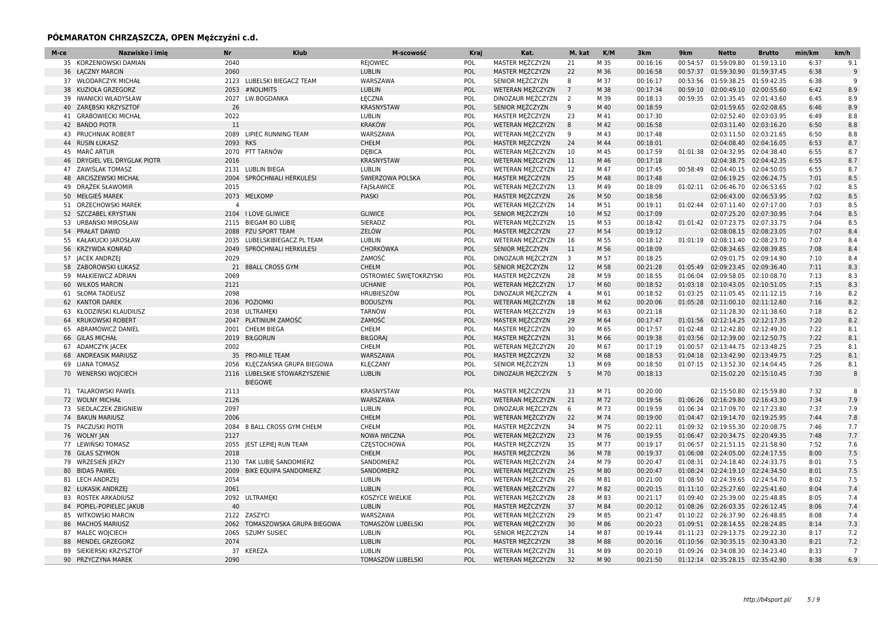## PÓŁMARATON CHRZĄSZCZA, OPEN Mężczyźni c.d.

| M-ce | Nazwisko i imię | Nr | Klub | M-scowość | Kraj | Kat. | M. kat | K/M | 3km | 9km | Netto | Brutto | min/km | km/h |
|---|---|---|---|---|---|---|---|---|---|---|---|---|---|---|
| 35 | KORZENIOWSKI DAMIAN | 2040 | | REJOWIEC | POL | MASTER MĘŻCZYZN | 21 | M 35 | 00:16:16 | 00:54:57 | 01:59:09.80 | 01:59:13.10 | 6:37 | 9.1 |
| 36 | ŁĄCZNY MARCIN | 2060 | | LUBLIN | POL | MASTER MĘŻCZYZN | 22 | M 36 | 00:16:58 | 00:57:37 | 01:59:30.90 | 01:59:37.45 | 6:38 | 9 |
| 37 | WŁODARCZYK MICHAŁ | 2123 | LUBELSKI BIEGACZ TEAM | WARSZAWA | POL | SENIOR MĘŻCZYZN | 8 | M 37 | 00:16:17 | 00:53:56 | 01:59:38.25 | 01:59:42.35 | 6:38 | 9 |
| 38 | KUZIOŁA GRZEGORZ | 2053 | #NOLIMITS | LUBLIN | POL | WETERAN MĘŻCZYZN | 7 | M 38 | 00:17:34 | 00:59:10 | 02:00:49.10 | 02:00:55.60 | 6:42 | 8.9 |
| 39 | IWANICKI WŁADYSŁAW | 2027 | LW.BOGDANKA | ŁĘCZNA | POL | DINOZAUR MĘŻCZYZN | 2 | M 39 | 00:18:13 | 00:59:35 | 02:01:35.45 | 02:01:43.60 | 6:45 | 8.9 |
| 40 | ZARĘBSKI KRZYSZTOF | 26 | | KRASNYSTAW | POL | SENIOR MĘŻCZYZN | 9 | M 40 | 00:18:59 | | 02:01:59.65 | 02:02:08.65 | 6:46 | 8.9 |
| 41 | GRABOWIECKI MICHAŁ | 2022 | | LUBLIN | POL | MASTER MĘŻCZYZN | 23 | M 41 | 00:17:30 | | 02:02:52.40 | 02:03:03.95 | 6:49 | 8.8 |
| 42 | BAŃDO PIOTR | 11 | | KRAKÓW | POL | WETERAN MĘŻCZYZN | 8 | M 42 | 00:16:58 | | 02:03:11.40 | 02:03:16.20 | 6:50 | 8.8 |
| 43 | PRUCHNIAK ROBERT | 2089 | LIPIEC RUNNING TEAM | WARSZAWA | POL | WETERAN MĘŻCZYZN | 9 | M 43 | 00:17:48 | | 02:03:11.50 | 02:03:21.65 | 6:50 | 8.8 |
| 44 | RUSIN ŁUKASZ | 2093 | RKS | CHEŁM | POL | MASTER MĘŻCZYZN | 24 | M 44 | 00:18:01 | | 02:04:08.40 | 02:04:16.05 | 6:53 | 8.7 |
| 45 | MARĆ ARTUR | 2070 | PTT TARNÓW | DĘBICA | POL | WETERAN MĘŻCZYZN | 10 | M 45 | 00:17:59 | 01:01:38 | 02:04:32.95 | 02:04:38.40 | 6:55 | 8.7 |
| 46 | DRYGIEL VEL DRYGLAK PIOTR | 2016 | | KRASNYSTAW | POL | WETERAN MĘŻCZYZN | 11 | M 46 | 00:17:18 | | 02:04:38.75 | 02:04:42.35 | 6:55 | 8.7 |
| 47 | ZAWIŚLAK TOMASZ | 2131 | LUBLIN BIEGA | LUBLIN | POL | WETERAN MĘŻCZYZN | 12 | M 47 | 00:17:45 | 00:58:49 | 02:04:40.15 | 02:04:50.05 | 6:55 | 8.7 |
| 48 | ARCISZEWSKI MICHAŁ | 2004 | SPRÓCHNIALI HERKULESI | ŚWIERZOWA POLSKA | POL | MASTER MĘŻCZYZN | 25 | M 48 | 00:17:48 | | 02:06:19.25 | 02:06:24.75 | 7:01 | 8.5 |
| 49 | DRĄŻEK SŁAWOMIR | 2015 | | FAJSŁAWICE | POL | WETERAN MĘŻCZYZN | 13 | M 49 | 00:18:09 | 01:02:11 | 02:06:46.70 | 02:06:53.65 | 7:02 | 8.5 |
| 50 | MEŁGIEŚ MAREK | 2073 | MELKOMP | PIASKI | POL | MASTER MĘŻCZYZN | 26 | M 50 | 00:18:58 | | 02:06:43.00 | 02:06:53.95 | 7:02 | 8.5 |
| 51 | ORZECHOWSKI MAREK | 4 | | | POL | WETERAN MĘŻCZYZN | 14 | M 51 | 00:19:11 | 01:02:44 | 02:07:11.40 | 02:07:17.00 | 7:03 | 8.5 |
| 52 | SZCZABEL KRYSTIAN | 2104 | I LOVE GLIWICE | GLIWICE | POL | SENIOR MĘŻCZYZN | 10 | M 52 | 00:17:09 | | 02:07:25.20 | 02:07:30.95 | 7:04 | 8.5 |
| 53 | URBAŃSKI MIROSŁAW | 2115 | BIEGAM BO LUBIĘ | SIERADZ | POL | WETERAN MĘŻCZYZN | 15 | M 53 | 00:18:42 | 01:01:42 | 02:07:23.75 | 02:07:33.75 | 7:04 | 8.5 |
| 54 | PRAŁAT DAWID | 2088 | PZU SPORT TEAM | ZELÓW | POL | MASTER MĘŻCZYZN | 27 | M 54 | 00:19:12 | | 02:08:08.15 | 02:08:23.05 | 7:07 | 8.4 |
| 55 | KAŁAKUCKI JAROSŁAW | 2035 | LUBELSKIBIEGACZ.PL TEAM | LUBLIN | POL | WETERAN MĘŻCZYZN | 16 | M 55 | 00:18:12 | 01:01:19 | 02:08:11.40 | 02:08:23.70 | 7:07 | 8.4 |
| 56 | KRZYWDA KONRAD | 2049 | SPRÓCHNIALI HERKULESI | CHORKÓWKA | POL | SENIOR MĘŻCZYZN | 11 | M 56 | 00:18:09 | | 02:08:34.65 | 02:08:39.85 | 7:08 | 8.4 |
| 57 | JACEK ANDRZEJ | 2029 | | ZAMOŚĆ | POL | DINOZAUR MĘŻCZYZN | 3 | M 57 | 00:18:25 | | 02:09:01.75 | 02:09:14.90 | 7:10 | 8.4 |
| 58 | ZABOROWSKI ŁUKASZ | 21 | 8BALL CROSS GYM | CHEŁM | POL | SENIOR MĘŻCZYZN | 12 | M 58 | 00:21:28 | 01:05:49 | 02:09:23.45 | 02:09:36.40 | 7:11 | 8.3 |
| 59 | MAŁKIEWCZ ADRIAN | 2069 | | OSTROWIEC ŚWIĘTOKRZYSKI | POL | MASTER MĘŻCZYZN | 28 | M 59 | 00:18:55 | 01:06:04 | 02:09:58.05 | 02:10:08.70 | 7:13 | 8.3 |
| 60 | WILKOS MARCIN | 2121 | | UCHANIE | POL | WETERAN MĘŻCZYZN | 17 | M 60 | 00:18:52 | 01:03:18 | 02:10:43.05 | 02:10:51.05 | 7:15 | 8.3 |
| 61 | SŁOMA TADEUSZ | 2098 | | HRUBIESZÓW | POL | DINOZAUR MĘŻCZYZN | 4 | M 61 | 00:18:52 | 01:03:25 | 02:11:05.45 | 02:11:12.15 | 7:16 | 8.2 |
| 62 | KANTOR DAREK | 2036 | POZIOMKI | BODUSZYN | POL | WETERAN MĘŻCZYZN | 18 | M 62 | 00:20:06 | 01:05:28 | 02:11:00.10 | 02:11:12.60 | 7:16 | 8.2 |
| 63 | KŁODZIŃSKI KLAUDIUSZ | 2038 | ULTRAMĘKI | TARNÓW | POL | WETERAN MĘŻCZYZN | 19 | M 63 | 00:21:18 | | 02:11:28.30 | 02:11:38.60 | 7:18 | 8.2 |
| 64 | KRUKOWSKI ROBERT | 2047 | PLATINIUM ZAMOŚĆ | ZAMOŚĆ | POL | MASTER MĘŻCZYZN | 29 | M 64 | 00:17:47 | 01:01:56 | 02:12:14.25 | 02:12:17.35 | 7:20 | 8.2 |
| 65 | ABRAMOWICZ DANIEL | 2001 | CHEŁM BIEGA | CHEŁM | POL | MASTER MĘŻCZYZN | 30 | M 65 | 00:17:57 | 01:02:48 | 02:12:42.80 | 02:12:49.30 | 7:22 | 8.1 |
| 66 | GILAS MICHAŁ | 2019 | BIŁGORUN | BIŁGORAJ | POL | MASTER MĘŻCZYZN | 31 | M 66 | 00:19:38 | 01:03:56 | 02:12:39.00 | 02:12:50.75 | 7:22 | 8.1 |
| 67 | ADAMCZYK JACEK | 2002 | | CHEŁM | POL | WETERAN MĘŻCZYZN | 20 | M 67 | 00:17:19 | 01:00:57 | 02:13:44.75 | 02:13:48.25 | 7:25 | 8.1 |
| 68 | ANDREASIK MARIUSZ | 35 | PRO-MILE TEAM | WARSZAWA | POL | MASTER MĘŻCZYZN | 32 | M 68 | 00:18:53 | 01:04:18 | 02:13:42.90 | 02:13:49.75 | 7:25 | 8.1 |
| 69 | LIANA TOMASZ | 2056 | KLĘCZAŃSKA GRUPA BIEGOWA | KLĘCZANY | POL | SENIOR MĘŻCZYZN | 13 | M 69 | 00:18:50 | 01:07:15 | 02:13:52.30 | 02:14:04.45 | 7:26 | 8.1 |
| 70 | WENERSKI WOJCIECH | 2116 | LUBELSKIE STOWARZYSZENIE BIEGOWE | LUBLIN | POL | DINOZAUR MĘŻCZYZN | 5 | M 70 | 00:18:13 | | 02:15:02.20 | 02:15:10.45 | 7:30 | 8 |
| 71 | TALAROWSKI PAWEŁ | 2113 | | KRASNYSTAW | POL | MASTER MĘŻCZYZN | 33 | M 71 | 00:20:00 | | 02:15:50.80 | 02:15:59.80 | 7:32 | 8 |
| 72 | WOLNY MICHAŁ | 2126 | | WARSZAWA | POL | WETERAN MĘŻCZYZN | 21 | M 72 | 00:19:56 | 01:06:26 | 02:16:29.80 | 02:16:43.30 | 7:34 | 7.9 |
| 73 | SIEDLACZEK ZBIGNIEW | 2097 | | LUBLIN | POL | DINOZAUR MĘŻCZYZN | 6 | M 73 | 00:19:59 | 01:06:34 | 02:17:09.70 | 02:17:23.80 | 7:37 | 7.9 |
| 74 | BAKUN MARIUSZ | 2006 | | CHEŁM | POL | WETERAN MĘŻCZYZN | 22 | M 74 | 00:19:00 | 01:04:47 | 02:19:14.70 | 02:19:25.95 | 7:44 | 7.8 |
| 75 | PACZUSKI PIOTR | 2084 | 8 BALL CROSS GYM CHEŁM | CHEŁM | POL | MASTER MĘŻCZYZN | 34 | M 75 | 00:22:11 | 01:09:32 | 02:19:55.30 | 02:20:08.75 | 7:46 | 7.7 |
| 76 | WOLNY JAN | 2127 | | NOWA IWICZNA | POL | WETERAN MĘŻCZYZN | 23 | M 76 | 00:19:55 | 01:06:47 | 02:20:34.75 | 02:20:49.35 | 7:48 | 7.7 |
| 77 | LEWIŃSKI TOMASZ | 2055 | JEST LEPIEJ RUN TEAM | CZĘSTOCHOWA | POL | MASTER MĘŻCZYZN | 35 | M 77 | 00:19:17 | 01:06:57 | 02:21:51.15 | 02:21:58.90 | 7:52 | 7.6 |
| 78 | GILAS SZYMON | 2018 | | CHEŁM | POL | MASTER MĘŻCZYZN | 36 | M 78 | 00:19:37 | 01:06:08 | 02:24:05.00 | 02:24:17.55 | 8:00 | 7.5 |
| 79 | WRZESIEŃ JERZY | 2130 | TAK LUBIĘ SANDOMIERZ | SANDOMIERZ | POL | WETERAN MĘŻCZYZN | 24 | M 79 | 00:20:47 | 01:08:31 | 02:24:18.40 | 02:24:33.75 | 8:01 | 7.5 |
| 80 | BIDAS PAWEŁ | 2009 | BIKE EQUIPA SANDOMIERZ | SANDOMIERZ | POL | WETERAN MĘŻCZYZN | 25 | M 80 | 00:20:47 | 01:08:24 | 02:24:19.10 | 02:24:34.50 | 8:01 | 7.5 |
| 81 | LECH ANDRZEJ | 2054 | | LUBLIN | POL | WETERAN MĘŻCZYZN | 26 | M 81 | 00:21:00 | 01:08:50 | 02:24:39.65 | 02:24:54.70 | 8:02 | 7.5 |
| 82 | ŁUKASIK ANDRZEJ | 2061 | | LUBLIN | POL | WETERAN MĘŻCZYZN | 27 | M 82 | 00:20:15 | 01:11:10 | 02:25:27.60 | 02:25:41.60 | 8:04 | 7.4 |
| 83 | ROSTEK ARKADIUSZ | 2092 | ULTRAMĘKI | KOSZYCE WIELKIE | POL | WETERAN MĘŻCZYZN | 28 | M 83 | 00:21:17 | 01:09:40 | 02:25:39.00 | 02:25:48.85 | 8:05 | 7.4 |
| 84 | POPIEL-POPIELEC JAKUB | 40 | | LUBLIN | POL | MASTER MĘŻCZYZN | 37 | M 84 | 00:20:12 | 01:08:26 | 02:26:03.35 | 02:26:12.45 | 8:06 | 7.4 |
| 85 | WITKOWSKI MARCIN | 2122 | ZASZYCI | WARSZAWA | POL | WETERAN MĘŻCZYZN | 29 | M 85 | 00:21:47 | 01:10:22 | 02:26:37.90 | 02:26:48.85 | 8:08 | 7.4 |
| 86 | MACHOŚ MARIUSZ | 2062 | TOMASZOWSKA GRUPA BIEGOWA | TOMASZÓW LUBELSKI | POL | WETERAN MĘŻCZYZN | 30 | M 86 | 00:20:23 | 01:09:51 | 02:28:14.55 | 02:28:24.85 | 8:14 | 7.3 |
| 87 | MALEC WOJCIECH | 2065 | SZUMY SUSIEC | LUBLIN | POL | SENIOR MĘŻCZYZN | 14 | M 87 | 00:19:44 | 01:11:23 | 02:29:13.75 | 02:29:22.30 | 8:17 | 7.2 |
| 88 | MENDEL GRZEGORZ | 2074 | | LUBLIN | POL | MASTER MĘŻCZYZN | 38 | M 88 | 00:20:16 | 01:10:56 | 02:30:35.15 | 02:30:43.30 | 8:21 | 7.2 |
| 89 | SIEKIERSKI KRZYSZTOF | 37 | KEREZA | LUBLIN | POL | WETERAN MĘŻCZYZN | 31 | M 89 | 00:20:19 | 01:09:26 | 02:34:08.30 | 02:34:23.40 | 8:33 | 7 |
| 90 | PRZYCZYNA MAREK | 2090 | | TOMASZÓW LUBELSKI | POL | WETERAN MĘŻCZYZN | 32 | M 90 | 00:21:50 | 01:12:14 | 02:35:28.15 | 02:35:42.90 | 8:38 | 6.9 |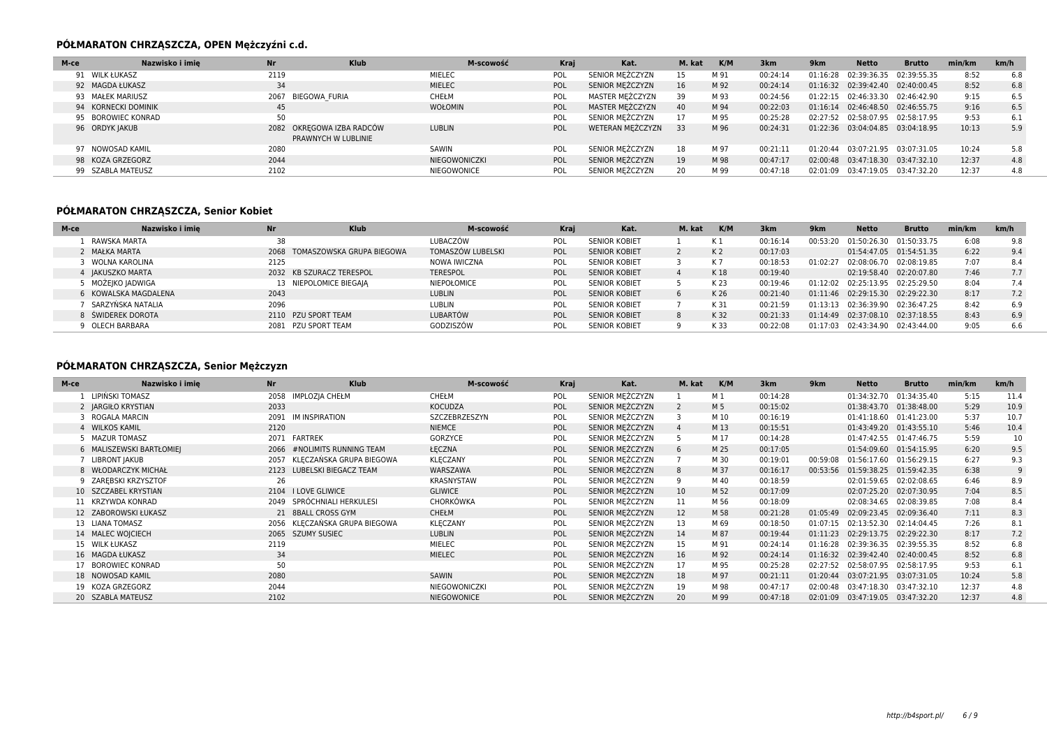## PÓŁMARATON CHRZĄSZCZA, OPEN Mężczyźni c.d.

| M-ce | Nazwisko i imię | Nr | Klub | M-scowość | Kraj | Kat. | M. kat | K/M | 3km | 9km | Netto | Brutto | min/km | km/h |
|---|---|---|---|---|---|---|---|---|---|---|---|---|---|---|
| 91 | WILK ŁUKASZ | 2119 | | MIELEC | POL | SENIOR MĘŻCZYZN | 15 | M 91 | 00:24:14 | 01:16:28 | 02:39:36.35 | 02:39:55.35 | 8:52 | 6.8 |
| 92 | MAGDA ŁUKASZ | 34 | | MIELEC | POL | SENIOR MĘŻCZYZN | 16 | M 92 | 00:24:14 | 01:16:32 | 02:39:42.40 | 02:40:00.45 | 8:52 | 6.8 |
| 93 | MAŁEK MARIUSZ | 2067 | BIEGOWA_FURIA | CHEŁM | POL | MASTER MĘŻCZYZN | 39 | M 93 | 00:24:56 | 01:22:15 | 02:46:33.30 | 02:46:42.90 | 9:15 | 6.5 |
| 94 | KORNECKI DOMINIK | 45 | | WOŁOMIN | POL | MASTER MĘŻCZYZN | 40 | M 94 | 00:22:03 | 01:16:14 | 02:46:48.50 | 02:46:55.75 | 9:16 | 6.5 |
| 95 | BOROWIEC KONRAD | 50 | | | POL | SENIOR MĘŻCZYZN | 17 | M 95 | 00:25:28 | 02:27:52 | 02:58:07.95 | 02:58:17.95 | 9:53 | 6.1 |
| 96 | ORDYK JAKUB | 2082 | OKRĘGOWA IZBA RADCÓW PRAWNYCH W LUBLINIE | LUBLIN | POL | WETERAN MĘŻCZYZN | 33 | M 96 | 00:24:31 | 01:22:36 | 03:04:04.85 | 03:04:18.95 | 10:13 | 5.9 |
| 97 | NOWOSAD KAMIL | 2080 | | SAWIN | POL | SENIOR MĘŻCZYZN | 18 | M 97 | 00:21:11 | 01:20:44 | 03:07:21.95 | 03:07:31.05 | 10:24 | 5.8 |
| 98 | KOZA GRZEGORZ | 2044 | | NIEGOWONICZKI | POL | SENIOR MĘŻCZYZN | 19 | M 98 | 00:47:17 | 02:00:48 | 03:47:18.30 | 03:47:32.10 | 12:37 | 4.8 |
| 99 | SZABLA MATEUSZ | 2102 | | NIEGOWONICE | POL | SENIOR MĘŻCZYZN | 20 | M 99 | 00:47:18 | 02:01:09 | 03:47:19.05 | 03:47:32.20 | 12:37 | 4.8 |

## PÓŁMARATON CHRZĄSZCZA, Senior Kobiet

| M-ce | Nazwisko i imię | Nr | Klub | M-scowość | Kraj | Kat. | M. kat | K/M | 3km | 9km | Netto | Brutto | min/km | km/h |
|---|---|---|---|---|---|---|---|---|---|---|---|---|---|---|
| 1 | RAWSKA MARTA | 38 | | LUBACZÓW | POL | SENIOR KOBIET | 1 | K 1 | 00:16:14 | 00:53:20 | 01:50:26.30 | 01:50:33.75 | 6:08 | 9.8 |
| 2 | MAŁKA MARTA | 2068 | TOMASZOWSKA GRUPA BIEGOWA | TOMASZÓW LUBELSKI | POL | SENIOR KOBIET | 2 | K 2 | 00:17:03 | | 01:54:47.05 | 01:54:51.35 | 6:22 | 9.4 |
| 3 | WOLNA KAROLINA | 2125 | | NOWA IWICZNA | POL | SENIOR KOBIET | 3 | K 7 | 00:18:53 | 01:02:27 | 02:08:06.70 | 02:08:19.85 | 7:07 | 8.4 |
| 4 | JAKUSZKO MARTA | 2032 | KB SZURACZ TERESPOL | TERESPOL | POL | SENIOR KOBIET | 4 | K 18 | 00:19:40 | | 02:19:58.40 | 02:20:07.80 | 7:46 | 7.7 |
| 5 | MOŻEJKO JADWIGA | 13 | NIEPOLOMICE BIEGAJĄ | NIEPOŁOMICE | POL | SENIOR KOBIET | 5 | K 23 | 00:19:46 | 01:12:02 | 02:25:13.95 | 02:25:29.50 | 8:04 | 7.4 |
| 6 | KOWALSKA MAGDALENA | 2043 | | LUBLIN | POL | SENIOR KOBIET | 6 | K 26 | 00:21:40 | 01:11:46 | 02:29:15.30 | 02:29:22.30 | 8:17 | 7.2 |
| 7 | SARZYŃSKA NATALIA | 2096 | | LUBLIN | POL | SENIOR KOBIET | 7 | K 31 | 00:21:59 | 01:13:13 | 02:36:39.90 | 02:36:47.25 | 8:42 | 6.9 |
| 8 | ŚWIDEREK DOROTA | 2110 | PZU SPORT TEAM | LUBARTÓW | POL | SENIOR KOBIET | 8 | K 32 | 00:21:33 | 01:14:49 | 02:37:08.10 | 02:37:18.55 | 8:43 | 6.9 |
| 9 | OLECH BARBARA | 2081 | PZU SPORT TEAM | GODZISZÓW | POL | SENIOR KOBIET | 9 | K 33 | 00:22:08 | 01:17:03 | 02:43:34.90 | 02:43:44.00 | 9:05 | 6.6 |

## PÓŁMARATON CHRZĄSZCZA, Senior Mężczyzn

| M-ce | Nazwisko i imię | Nr | Klub | M-scowość | Kraj | Kat. | M. kat | K/M | 3km | 9km | Netto | Brutto | min/km | km/h |
|---|---|---|---|---|---|---|---|---|---|---|---|---|---|---|
| 1 | LIPIŃSKI TOMASZ | 2058 | IMPLOZJA CHEŁM | CHEŁM | POL | SENIOR MĘŻCZYZN | 1 | M 1 | 00:14:28 | | 01:34:32.70 | 01:34:35.40 | 5:15 | 11.4 |
| 2 | JARGIŁO KRYSTIAN | 2033 | | KOCUDZA | POL | SENIOR MĘŻCZYZN | 2 | M 5 | 00:15:02 | | 01:38:43.70 | 01:38:48.00 | 5:29 | 10.9 |
| 3 | ROGALA MARCIN | 2091 | IM INSPIRATION | SZCZEBRZESZYN | POL | SENIOR MĘŻCZYZN | 3 | M 10 | 00:16:19 | | 01:41:18.60 | 01:41:23.00 | 5:37 | 10.7 |
| 4 | WILKOS KAMIL | 2120 | | NIEMCE | POL | SENIOR MĘŻCZYZN | 4 | M 13 | 00:15:51 | | 01:43:49.20 | 01:43:55.10 | 5:46 | 10.4 |
| 5 | MAZUR TOMASZ | 2071 | FARTREK | GORZYCE | POL | SENIOR MĘŻCZYZN | 5 | M 17 | 00:14:28 | | 01:47:42.55 | 01:47:46.75 | 5:59 | 10 |
| 6 | MALISZEWSKI BARTŁOMIEJ | 2066 | #NOLIMITS RUNNING TEAM | ŁĘCZNA | POL | SENIOR MĘŻCZYZN | 6 | M 25 | 00:17:05 | | 01:54:09.60 | 01:54:15.95 | 6:20 | 9.5 |
| 7 | LIBRONT JAKUB | 2057 | KLĘCZAŃSKA GRUPA BIEGOWA | KLĘCZANY | POL | SENIOR MĘŻCZYZN | 7 | M 30 | 00:19:01 | 00:59:08 | 01:56:17.60 | 01:56:29.15 | 6:27 | 9.3 |
| 8 | WŁODARCZYK MICHAŁ | 2123 | LUBELSKI BIEGACZ TEAM | WARSZAWA | POL | SENIOR MĘŻCZYZN | 8 | M 37 | 00:16:17 | 00:53:56 | 01:59:38.25 | 01:59:42.35 | 6:38 | 9 |
| 9 | ZARĘBSKI KRZYSZTOF | 26 | | KRASNYSTAW | POL | SENIOR MĘŻCZYZN | 9 | M 40 | 00:18:59 | | 02:01:59.65 | 02:02:08.65 | 6:46 | 8.9 |
| 10 | SZCZABEL KRYSTIAN | 2104 | I LOVE GLIWICE | GLIWICE | POL | SENIOR MĘŻCZYZN | 10 | M 52 | 00:17:09 | | 02:07:25.20 | 02:07:30.95 | 7:04 | 8.5 |
| 11 | KRZYWDA KONRAD | 2049 | SPRÓCHNIALI HERKULESI | CHORKÓWKA | POL | SENIOR MĘŻCZYZN | 11 | M 56 | 00:18:09 | | 02:08:34.65 | 02:08:39.85 | 7:08 | 8.4 |
| 12 | ZABOROWSKI ŁUKASZ | 21 | 8BALL CROSS GYM | CHEŁM | POL | SENIOR MĘŻCZYZN | 12 | M 58 | 00:21:28 | 01:05:49 | 02:09:23.45 | 02:09:36.40 | 7:11 | 8.3 |
| 13 | LIANA TOMASZ | 2056 | KLĘCZAŃSKA GRUPA BIEGOWA | KLĘCZANY | POL | SENIOR MĘŻCZYZN | 13 | M 69 | 00:18:50 | 01:07:15 | 02:13:52.30 | 02:14:04.45 | 7:26 | 8.1 |
| 14 | MALEC WOJCIECH | 2065 | SZUMY SUSIEC | LUBLIN | POL | SENIOR MĘŻCZYZN | 14 | M 87 | 00:19:44 | 01:11:23 | 02:29:13.75 | 02:29:22.30 | 8:17 | 7.2 |
| 15 | WILK ŁUKASZ | 2119 | | MIELEC | POL | SENIOR MĘŻCZYZN | 15 | M 91 | 00:24:14 | 01:16:28 | 02:39:36.35 | 02:39:55.35 | 8:52 | 6.8 |
| 16 | MAGDA ŁUKASZ | 34 | | MIELEC | POL | SENIOR MĘŻCZYZN | 16 | M 92 | 00:24:14 | 01:16:32 | 02:39:42.40 | 02:40:00.45 | 8:52 | 6.8 |
| 17 | BOROWIEC KONRAD | 50 | | | POL | SENIOR MĘŻCZYZN | 17 | M 95 | 00:25:28 | 02:27:52 | 02:58:07.95 | 02:58:17.95 | 9:53 | 6.1 |
| 18 | NOWOSAD KAMIL | 2080 | | SAWIN | POL | SENIOR MĘŻCZYZN | 18 | M 97 | 00:21:11 | 01:20:44 | 03:07:21.95 | 03:07:31.05 | 10:24 | 5.8 |
| 19 | KOZA GRZEGORZ | 2044 | | NIEGOWONICZKI | POL | SENIOR MĘŻCZYZN | 19 | M 98 | 00:47:17 | 02:00:48 | 03:47:18.30 | 03:47:32.10 | 12:37 | 4.8 |
| 20 | SZABLA MATEUSZ | 2102 | | NIEGOWONICE | POL | SENIOR MĘŻCZYZN | 20 | M 99 | 00:47:18 | 02:01:09 | 03:47:19.05 | 03:47:32.20 | 12:37 | 4.8 |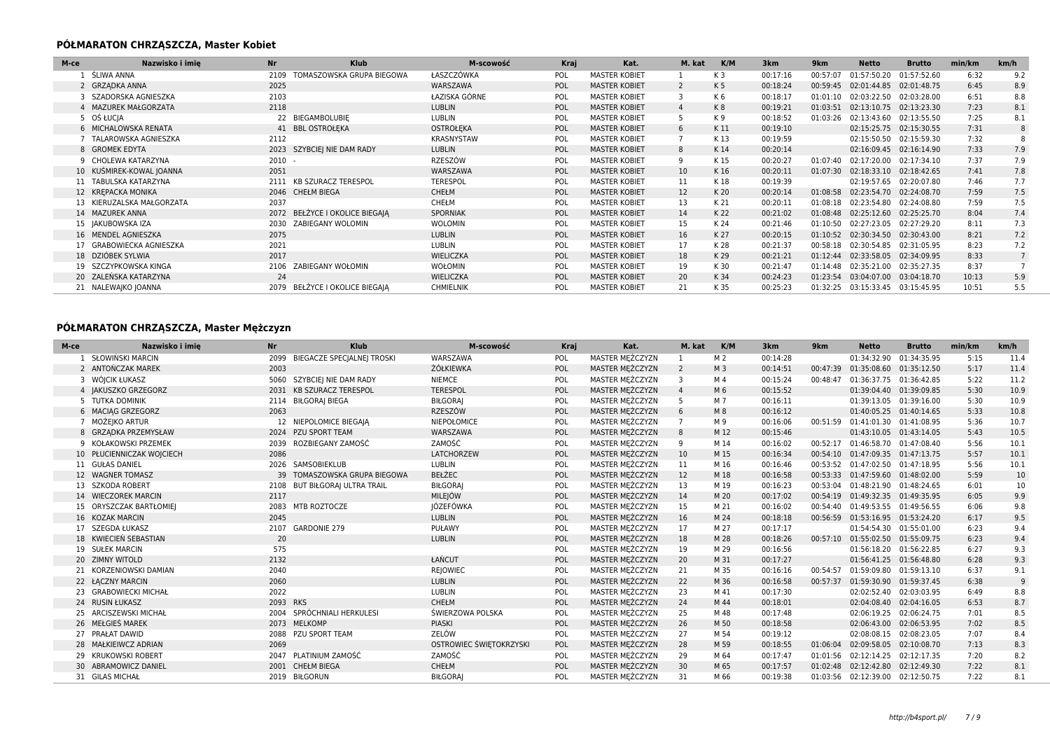## PÓŁMARATON CHRZĄSZCZA, Master Kobiet

| M-ce | Nazwisko i imię | Nr | Klub | M-scowość | Kraj | Kat. | M. kat | K/M | 3km | 9km | Netto | Brutto | min/km | km/h |
|---|---|---|---|---|---|---|---|---|---|---|---|---|---|---|
| 1 | ŚLIWA ANNA | 2109 | TOMASZOWSKA GRUPA BIEGOWA | ŁASZCZÓWKA | POL | MASTER KOBIET | 1 | K 3 | 00:17:16 | 00:57:07 | 01:57:50.20 | 01:57:52.60 | 6:32 | 9.2 |
| 2 | GRZĄDKA ANNA | 2025 | | WARSZAWA | POL | MASTER KOBIET | 2 | K 5 | 00:18:24 | 00:59:45 | 02:01:44.85 | 02:01:48.75 | 6:45 | 8.9 |
| 3 | SZADORSKA AGNIESZKA | 2103 | | ŁAZISKA GÓRNE | POL | MASTER KOBIET | 3 | K 6 | 00:18:17 | 01:01:10 | 02:03:22.50 | 02:03:28.00 | 6:51 | 8.8 |
| 4 | MAZUREK MAŁGORZATA | 2118 | | LUBLIN | POL | MASTER KOBIET | 4 | K 8 | 00:19:21 | 01:03:51 | 02:13:10.75 | 02:13:23.30 | 7:23 | 8.1 |
| 5 | OŚ ŁUCJA | 22 | BIEGAMBOLUBIĘ | LUBLIN | POL | MASTER KOBIET | 5 | K 9 | 00:18:52 | 01:03:26 | 02:13:43.60 | 02:13:55.50 | 7:25 | 8.1 |
| 6 | MICHALOWSKA RENATA | 41 | BBL OSTROŁĘKA | OSTROŁĘKA | POL | MASTER KOBIET | 6 | K 11 | 00:19:10 | | 02:15:25.75 | 02:15:30.55 | 7:31 | 8 |
| 7 | TALAROWSKA AGNIESZKA | 2112 | | KRASNYSTAW | POL | MASTER KOBIET | 7 | K 13 | 00:19:59 | | 02:15:50.50 | 02:15:59.30 | 7:32 | 8 |
| 8 | GROMEK EDYTA | 2023 | SZYBCIEJ NIE DAM RADY | LUBLIN | POL | MASTER KOBIET | 8 | K 14 | 00:20:14 | | 02:16:09.45 | 02:16:14.90 | 7:33 | 7.9 |
| 9 | CHOLEWA KATARZYNA | 2010 | - | RZESZÓW | POL | MASTER KOBIET | 9 | K 15 | 00:20:27 | 01:07:40 | 02:17:20.00 | 02:17:34.10 | 7:37 | 7.9 |
| 10 | KUŚMIREK-KOWAL JOANNA | 2051 | | WARSZAWA | POL | MASTER KOBIET | 10 | K 16 | 00:20:11 | 01:07:30 | 02:18:33.10 | 02:18:42.65 | 7:41 | 7.8 |
| 11 | TABULSKA KATARZYNA | 2111 | KB SZURACZ TERESPOL | TERESPOL | POL | MASTER KOBIET | 11 | K 18 | 00:19:39 | | 02:19:57.65 | 02:20:07.80 | 7:46 | 7.7 |
| 12 | KRĘPACKA MONIKA | 2046 | CHEŁM BIEGA | CHEŁM | POL | MASTER KOBIET | 12 | K 20 | 00:20:14 | 01:08:58 | 02:23:54.70 | 02:24:08.70 | 7:59 | 7.5 |
| 13 | KIERUZALSKA MAŁGORZATA | 2037 | | CHEŁM | POL | MASTER KOBIET | 13 | K 21 | 00:20:11 | 01:08:18 | 02:23:54.80 | 02:24:08.80 | 7:59 | 7.5 |
| 14 | MAZUREK ANNA | 2072 | BEŁŻYCE I OKOLICE BIEGAJĄ | SPORNIAK | POL | MASTER KOBIET | 14 | K 22 | 00:21:02 | 01:08:48 | 02:25:12.60 | 02:25:25.70 | 8:04 | 7.4 |
| 15 | JAKUBOWSKA IZA | 2030 | ZABIEGANY WOLOMIN | WOLOMIN | POL | MASTER KOBIET | 15 | K 24 | 00:21:46 | 01:10:50 | 02:27:23.05 | 02:27:29.20 | 8:11 | 7.3 |
| 16 | MENDEL AGNIESZKA | 2075 | | LUBLIN | POL | MASTER KOBIET | 16 | K 27 | 00:20:15 | 01:10:52 | 02:30:34.50 | 02:30:43.00 | 8:21 | 7.2 |
| 17 | GRABOWIECKA AGNIESZKA | 2021 | | LUBLIN | POL | MASTER KOBIET | 17 | K 28 | 00:21:37 | 00:58:18 | 02:30:54.85 | 02:31:05.95 | 8:23 | 7.2 |
| 18 | DZIÓBEK SYLWIA | 2017 | | WIELICZKA | POL | MASTER KOBIET | 18 | K 29 | 00:21:21 | 01:12:44 | 02:33:58.05 | 02:34:09.95 | 8:33 | 7 |
| 19 | SZCZYPKOWSKA KINGA | 2106 | ZABIEGANY WOŁOMIN | WOŁOMIN | POL | MASTER KOBIET | 19 | K 30 | 00:21:47 | 01:14:48 | 02:35:21.00 | 02:35:27.35 | 8:37 | 7 |
| 20 | ZALEŃSKA KATARZYNA | 24 | | WIELICZKA | POL | MASTER KOBIET | 20 | K 34 | 00:24:23 | 01:23:54 | 03:04:07.00 | 03:04:18.70 | 10:13 | 5.9 |
| 21 | NALEWAJKO JOANNA | 2079 | BEŁŻYCE I OKOLICE BIEGAJĄ | CHMIELNIK | POL | MASTER KOBIET | 21 | K 35 | 00:25:23 | 01:32:25 | 03:15:33.45 | 03:15:45.95 | 10:51 | 5.5 |

## PÓŁMARATON CHRZĄSZCZA, Master Mężczyzn

| M-ce | Nazwisko i imię | Nr | Klub | M-scowość | Kraj | Kat. | M. kat | K/M | 3km | 9km | Netto | Brutto | min/km | km/h |
|---|---|---|---|---|---|---|---|---|---|---|---|---|---|---|
| 1 | SŁOWIŃSKI MARCIN | 2099 | BIEGACZE SPECJALNEJ TROSKI | WARSZAWA | POL | MASTER MĘŻCZYZN | 1 | M 2 | 00:14:28 | | 01:34:32.90 | 01:34:35.95 | 5:15 | 11.4 |
| 2 | ANTOŃCZAK MAREK | 2003 | | ŻÓŁKIEWKA | POL | MASTER MĘŻCZYZN | 2 | M 3 | 00:14:51 | 00:47:39 | 01:35:08.60 | 01:35:12.50 | 5:17 | 11.4 |
| 3 | WÓJCIK ŁUKASZ | 5060 | SZYBCIEJ NIE DAM RADY | NIEMCE | POL | MASTER MĘŻCZYZN | 3 | M 4 | 00:15:24 | 00:48:47 | 01:36:37.75 | 01:36:42.85 | 5:22 | 11.2 |
| 4 | JAKUSZKO GRZEGORZ | 2031 | KB SZURACZ TERESPOL | TERESPOL | POL | MASTER MĘŻCZYZN | 4 | M 6 | 00:15:52 | | 01:39:04.40 | 01:39:09.85 | 5:30 | 10.9 |
| 5 | TUTKA DOMINIK | 2114 | BIŁGORAJ BIEGA | BIŁGORAJ | POL | MASTER MĘŻCZYZN | 5 | M 7 | 00:16:11 | | 01:39:13.05 | 01:39:16.00 | 5:30 | 10.9 |
| 6 | MACIĄG GRZEGORZ | 2063 | | RZESZÓW | POL | MASTER MĘŻCZYZN | 6 | M 8 | 00:16:12 | | 01:40:05.25 | 01:40:14.65 | 5:33 | 10.8 |
| 7 | MOŻEJKO ARTUR | 12 | NIEPOLOMICE BIEGAJĄ | NIEPOŁOMICE | POL | MASTER MĘŻCZYZN | 7 | M 9 | 00:16:06 | 00:51:59 | 01:41:01.30 | 01:41:08.95 | 5:36 | 10.7 |
| 8 | GRZĄDKA PRZEMYSŁAW | 2024 | PZU SPORT TEAM | WARSZAWA | POL | MASTER MĘŻCZYZN | 8 | M 12 | 00:15:46 | | 01:43:10.05 | 01:43:14.05 | 5:43 | 10.5 |
| 9 | KOŁAKOWSKI PRZEMEK | 2039 | ROZBIEGANY ZAMOŚĆ | ZAMOŚĆ | POL | MASTER MĘŻCZYZN | 9 | M 14 | 00:16:02 | 00:52:17 | 01:46:58.70 | 01:47:08.40 | 5:56 | 10.1 |
| 10 | PŁUCIENNICZAK WOJCIECH | 2086 | | LATCHORZEW | POL | MASTER MĘŻCZYZN | 10 | M 15 | 00:16:34 | 00:54:10 | 01:47:09.35 | 01:47:13.75 | 5:57 | 10.1 |
| 11 | GUŁAS DANIEL | 2026 | SAMSOBIEKLUB | LUBLIN | POL | MASTER MĘŻCZYZN | 11 | M 16 | 00:16:46 | 00:53:52 | 01:47:02.50 | 01:47:18.95 | 5:56 | 10.1 |
| 12 | WAGNER TOMASZ | 39 | TOMASZOWSKA GRUPA BIEGOWA | BEŁŻEC | POL | MASTER MĘŻCZYZN | 12 | M 18 | 00:16:58 | 00:53:33 | 01:47:59.60 | 01:48:02.00 | 5:59 | 10 |
| 13 | SZKODA ROBERT | 2108 | BUT BIŁGORAJ ULTRA TRAIL | BIŁGORAJ | POL | MASTER MĘŻCZYZN | 13 | M 19 | 00:16:23 | 00:53:04 | 01:48:21.90 | 01:48:24.65 | 6:01 | 10 |
| 14 | WIECZOREK MARCIN | 2117 | | MILEJÓW | POL | MASTER MĘŻCZYZN | 14 | M 20 | 00:17:02 | 00:54:19 | 01:49:32.35 | 01:49:35.95 | 6:05 | 9.9 |
| 15 | ORYSZCZAK BARTŁOMIEJ | 2083 | MTB ROZTOCZE | JÓZEFÓWKA | POL | MASTER MĘŻCZYZN | 15 | M 21 | 00:16:02 | 00:54:40 | 01:49:53.55 | 01:49:56.55 | 6:06 | 9.8 |
| 16 | KOZAK MARCIN | 2045 | | LUBLIN | POL | MASTER MĘŻCZYZN | 16 | M 24 | 00:18:18 | 00:56:59 | 01:53:16.95 | 01:53:24.20 | 6:17 | 9.5 |
| 17 | SZEGDA ŁUKASZ | 2107 | GARDONIE 279 | PUŁAWY | POL | MASTER MĘŻCZYZN | 17 | M 27 | 00:17:17 | | 01:54:54.30 | 01:55:01.00 | 6:23 | 9.4 |
| 18 | KWIECIEŃ SEBASTIAN | 20 | | LUBLIN | POL | MASTER MĘŻCZYZN | 18 | M 28 | 00:18:26 | 00:57:10 | 01:55:02.50 | 01:55:09.75 | 6:23 | 9.4 |
| 19 | SUŁEK MARCIN | 575 | | | POL | MASTER MĘŻCZYZN | 19 | M 29 | 00:16:56 | | 01:56:18.20 | 01:56:22.85 | 6:27 | 9.3 |
| 20 | ZIMNY WITOLD | 2132 | | ŁAŃCUT | POL | MASTER MĘŻCZYZN | 20 | M 31 | 00:17:27 | | 01:56:41.25 | 01:56:48.80 | 6:28 | 9.3 |
| 21 | KORZENIOWSKI DAMIAN | 2040 | | REJOWIEC | POL | MASTER MĘŻCZYZN | 21 | M 35 | 00:16:16 | 00:54:57 | 01:59:09.80 | 01:59:13.10 | 6:37 | 9.1 |
| 22 | ŁĄCZNY MARCIN | 2060 | | LUBLIN | POL | MASTER MĘŻCZYZN | 22 | M 36 | 00:16:58 | 00:57:37 | 01:59:30.90 | 01:59:37.45 | 6:38 | 9 |
| 23 | GRABOWIECKI MICHAŁ | 2022 | | LUBLIN | POL | MASTER MĘŻCZYZN | 23 | M 41 | 00:17:30 | | 02:02:52.40 | 02:03:03.95 | 6:49 | 8.8 |
| 24 | RUSIN ŁUKASZ | 2093 | RKS | CHEŁM | POL | MASTER MĘŻCZYZN | 24 | M 44 | 00:18:01 | | 02:04:08.40 | 02:04:16.05 | 6:53 | 8.7 |
| 25 | ARCISZEWSKI MICHAŁ | 2004 | SPRÓCHNIALI HERKULESI | ŚWIERZOWA POLSKA | POL | MASTER MĘŻCZYZN | 25 | M 48 | 00:17:48 | | 02:06:19.25 | 02:06:24.75 | 7:01 | 8.5 |
| 26 | MEŁGIEŚ MAREK | 2073 | MELKOMP | PIASKI | POL | MASTER MĘŻCZYZN | 26 | M 50 | 00:18:58 | | 02:06:43.00 | 02:06:53.95 | 7:02 | 8.5 |
| 27 | PRAŁAT DAWID | 2088 | PZU SPORT TEAM | ZELÓW | POL | MASTER MĘŻCZYZN | 27 | M 54 | 00:19:12 | | 02:08:08.15 | 02:08:23.05 | 7:07 | 8.4 |
| 28 | MAŁKIEIWCZ ADRIAN | 2069 | | OSTROWIEC ŚWIĘTOKRZYSKI | POL | MASTER MĘŻCZYZN | 28 | M 59 | 00:18:55 | 01:06:04 | 02:09:58.05 | 02:10:08.70 | 7:13 | 8.3 |
| 29 | KRUKOWSKI ROBERT | 2047 | PLATINIUM ZAMOŚĆ | ZAMOŚĆ | POL | MASTER MĘŻCZYZN | 29 | M 64 | 00:17:47 | 01:01:56 | 02:12:14.25 | 02:12:17.35 | 7:20 | 8.2 |
| 30 | ABRAMOWICZ DANIEL | 2001 | CHEŁM BIEGA | CHEŁM | POL | MASTER MĘŻCZYZN | 30 | M 65 | 00:17:57 | 01:02:48 | 02:12:42.80 | 02:12:49.30 | 7:22 | 8.1 |
| 31 | GILAS MICHAŁ | 2019 | BIŁGORUN | BIŁGORAJ | POL | MASTER MĘŻCZYZN | 31 | M 66 | 00:19:38 | 01:03:56 | 02:12:39.00 | 02:12:50.75 | 7:22 | 8.1 |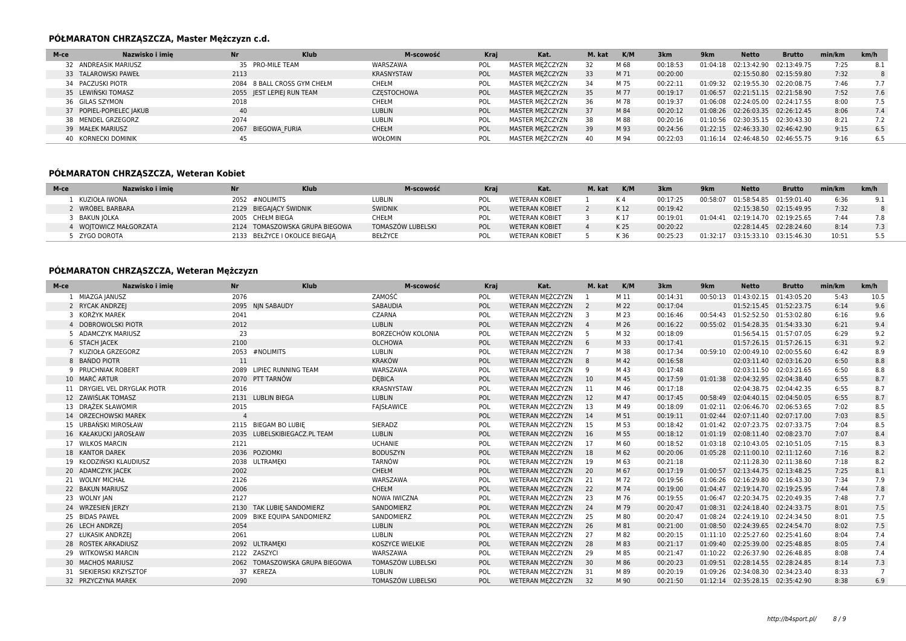## PÓŁMARATON CHRZĄSZCZA, Master Mężczyzn c.d.

| M-ce | Nazwisko i imię | Nr | Klub | M-scowość | Kraj | Kat. | M. kat | K/M | 3km | 9km | Netto | Brutto | min/km | km/h |
|---|---|---|---|---|---|---|---|---|---|---|---|---|---|---|
| 32 | ANDREASIK MARIUSZ | 35 | PRO-MILE TEAM | WARSZAWA | POL | MASTER MĘŻCZYZN | 32 | M 68 | 00:18:53 | 01:04:18 | 02:13:42.90 | 02:13:49.75 | 7:25 | 8.1 |
| 33 | TALAROWSKI PAWEŁ | 2113 | | KRASNYSTAW | POL | MASTER MĘŻCZYZN | 33 | M 71 | 00:20:00 | | 02:15:50.80 | 02:15:59.80 | 7:32 | 8 |
| 34 | PACZUSKI PIOTR | 2084 | 8 BALL CROSS GYM CHEŁM | CHEŁM | POL | MASTER MĘŻCZYZN | 34 | M 75 | 00:22:11 | 01:09:32 | 02:19:55.30 | 02:20:08.75 | 7:46 | 7.7 |
| 35 | LEWIŃSKI TOMASZ | 2055 | JEST LEPIEJ RUN TEAM | CZĘSTOCHOWA | POL | MASTER MĘŻCZYZN | 35 | M 77 | 00:19:17 | 01:06:57 | 02:21:51.15 | 02:21:58.90 | 7:52 | 7.6 |
| 36 | GILAS SZYMON | 2018 | | CHEŁM | POL | MASTER MĘŻCZYZN | 36 | M 78 | 00:19:37 | 01:06:08 | 02:24:05.00 | 02:24:17.55 | 8:00 | 7.5 |
| 37 | POPIEL-POPIELEC JAKUB | 40 | | LUBLIN | POL | MASTER MĘŻCZYZN | 37 | M 84 | 00:20:12 | 01:08:26 | 02:26:03.35 | 02:26:12.45 | 8:06 | 7.4 |
| 38 | MENDEL GRZEGORZ | 2074 | | LUBLIN | POL | MASTER MĘŻCZYZN | 38 | M 88 | 00:20:16 | 01:10:56 | 02:30:35.15 | 02:30:43.30 | 8:21 | 7.2 |
| 39 | MAŁEK MARIUSZ | 2067 | BIEGOWA_FURIA | CHEŁM | POL | MASTER MĘŻCZYZN | 39 | M 93 | 00:24:56 | 01:22:15 | 02:46:33.30 | 02:46:42.90 | 9:15 | 6.5 |
| 40 | KORNECKI DOMINIK | 45 | | WOŁOMIN | POL | MASTER MĘŻCZYZN | 40 | M 94 | 00:22:03 | 01:16:14 | 02:46:48.50 | 02:46:55.75 | 9:16 | 6.5 |

## PÓŁMARATON CHRZĄSZCZA, Weteran Kobiet

| M-ce | Nazwisko i imię | Nr | Klub | M-scowość | Kraj | Kat. | M. kat | K/M | 3km | 9km | Netto | Brutto | min/km | km/h |
|---|---|---|---|---|---|---|---|---|---|---|---|---|---|---|
| 1 | KUZIOŁA IWONA | 2052 | #NOLIMITS | LUBLIN | POL | WETERAN KOBIET | 1 | K 4 | 00:17:25 | 00:58:07 | 01:58:54.85 | 01:59:01.40 | 6:36 | 9.1 |
| 2 | WRÓBEL BARBARA | 2129 | BIEGAJĄCY ŚWIDNIK | ŚWIDNIK | POL | WETERAN KOBIET | 2 | K 12 | 00:19:42 | | 02:15:38.50 | 02:15:49.95 | 7:32 | 8 |
| 3 | BAKUN JOLKA | 2005 | CHEŁM BIEGA | CHEŁM | POL | WETERAN KOBIET | 3 | K 17 | 00:19:01 | 01:04:41 | 02:19:14.70 | 02:19:25.65 | 7:44 | 7.8 |
| 4 | WOJTOWICZ MAŁGORZATA | 2124 | TOMASZOWSKA GRUPA BIEGOWA | TOMASZÓW LUBELSKI | POL | WETERAN KOBIET | 4 | K 25 | 00:20:22 | | 02:28:14.45 | 02:28:24.60 | 8:14 | 7.3 |
| 5 | ZYGO DOROTA | 2133 | BEŁŻYCE I OKOLICE BIEGAJĄ | BEŁŻYCE | POL | WETERAN KOBIET | 5 | K 36 | 00:25:23 | 01:32:17 | 03:15:33.10 | 03:15:46.30 | 10:51 | 5.5 |

## PÓŁMARATON CHRZĄSZCZA, Weteran Mężczyzn

| M-ce | Nazwisko i imię | Nr | Klub | M-scowość | Kraj | Kat. | M. kat | K/M | 3km | 9km | Netto | Brutto | min/km | km/h |
|---|---|---|---|---|---|---|---|---|---|---|---|---|---|---|
| 1 | MIAZGA JANUSZ | 2076 | | ZAMOŚĆ | POL | WETERAN MĘŻCZYZN | 1 | M 11 | 00:14:31 | 00:50:13 | 01:43:02.15 | 01:43:05.20 | 5:43 | 10.5 |
| 2 | RYCAK ANDRZEJ | 2095 | NJN SABAUDY | SABAUDIA | POL | WETERAN MĘŻCZYZN | 2 | M 22 | 00:17:04 | | 01:52:15.45 | 01:52:23.75 | 6:14 | 9.6 |
| 3 | KORŻYK MAREK | 2041 | | CZARNA | POL | WETERAN MĘŻCZYZN | 3 | M 23 | 00:16:46 | 00:54:43 | 01:52:52.50 | 01:53:02.80 | 6:16 | 9.6 |
| 4 | DOBROWOLSKI PIOTR | 2012 | | LUBLIN | POL | WETERAN MĘŻCZYZN | 4 | M 26 | 00:16:22 | 00:55:02 | 01:54:28.35 | 01:54:33.30 | 6:21 | 9.4 |
| 5 | ADAMCZYK MARIUSZ | 23 | | BORZECHÓW KOLONIA | POL | WETERAN MĘŻCZYZN | 5 | M 32 | 00:18:09 | | 01:56:54.15 | 01:57:07.05 | 6:29 | 9.2 |
| 6 | STACH JACEK | 2100 | | OLCHOWA | POL | WETERAN MĘŻCZYZN | 6 | M 33 | 00:17:41 | | 01:57:26.15 | 01:57:26.15 | 6:31 | 9.2 |
| 7 | KUZIOŁA GRZEGORZ | 2053 | #NOLIMITS | LUBLIN | POL | WETERAN MĘŻCZYZN | 7 | M 38 | 00:17:34 | 00:59:10 | 02:00:49.10 | 02:00:55.60 | 6:42 | 8.9 |
| 8 | BAŃDO PIOTR | 11 | | KRAKÓW | POL | WETERAN MĘŻCZYZN | 8 | M 42 | 00:16:58 | | 02:03:11.40 | 02:03:16.20 | 6:50 | 8.8 |
| 9 | PRUCHNIAK ROBERT | 2089 | LIPIEC RUNNING TEAM | WARSZAWA | POL | WETERAN MĘŻCZYZN | 9 | M 43 | 00:17:48 | | 02:03:11.50 | 02:03:21.65 | 6:50 | 8.8 |
| 10 | MARĆ ARTUR | 2070 | PTT TARNÓW | DĘBICA | POL | WETERAN MĘŻCZYZN | 10 | M 45 | 00:17:59 | 01:01:38 | 02:04:32.95 | 02:04:38.40 | 6:55 | 8.7 |
| 11 | DRYGIEL VEL DRYGLAK PIOTR | 2016 | | KRASNYSTAW | POL | WETERAN MĘŻCZYZN | 11 | M 46 | 00:17:18 | | 02:04:38.75 | 02:04:42.35 | 6:55 | 8.7 |
| 12 | ZAWIŚLAK TOMASZ | 2131 | LUBLIN BIEGA | LUBLIN | POL | WETERAN MĘŻCZYZN | 12 | M 47 | 00:17:45 | 00:58:49 | 02:04:40.15 | 02:04:50.05 | 6:55 | 8.7 |
| 13 | DRĄŻEK SŁAWOMIR | 2015 | | FAJSŁAWICE | POL | WETERAN MĘŻCZYZN | 13 | M 49 | 00:18:09 | 01:02:11 | 02:06:46.70 | 02:06:53.65 | 7:02 | 8.5 |
| 14 | ORZECHOWSKI MAREK | 4 | | | POL | WETERAN MĘŻCZYZN | 14 | M 51 | 00:19:11 | 01:02:44 | 02:07:11.40 | 02:07:17.00 | 7:03 | 8.5 |
| 15 | URBAŃSKI MIROSŁAW | 2115 | BIEGAM BO LUBIĘ | SIERADZ | POL | WETERAN MĘŻCZYZN | 15 | M 53 | 00:18:42 | 01:01:42 | 02:07:23.75 | 02:07:33.75 | 7:04 | 8.5 |
| 16 | KAŁAKUCKI JAROSŁAW | 2035 | LUBELSKIBIEGACZ.PL TEAM | LUBLIN | POL | WETERAN MĘŻCZYZN | 16 | M 55 | 00:18:12 | 01:01:19 | 02:08:11.40 | 02:08:23.70 | 7:07 | 8.4 |
| 17 | WILKOS MARCIN | 2121 | | UCHANIE | POL | WETERAN MĘŻCZYZN | 17 | M 60 | 00:18:52 | 01:03:18 | 02:10:43.05 | 02:10:51.05 | 7:15 | 8.3 |
| 18 | KANTOR DAREK | 2036 | POZIOMKI | BODUSZYN | POL | WETERAN MĘŻCZYZN | 18 | M 62 | 00:20:06 | 01:05:28 | 02:11:00.10 | 02:11:12.60 | 7:16 | 8.2 |
| 19 | KŁODZIŃSKI KLAUDIUSZ | 2038 | ULTRAMĘKI | TARNÓW | POL | WETERAN MĘŻCZYZN | 19 | M 63 | 00:21:18 | | 02:11:28.30 | 02:11:38.60 | 7:18 | 8.2 |
| 20 | ADAMCZYK JACEK | 2002 | | CHEŁM | POL | WETERAN MĘŻCZYZN | 20 | M 67 | 00:17:19 | 01:00:57 | 02:13:44.75 | 02:13:48.25 | 7:25 | 8.1 |
| 21 | WOLNY MICHAŁ | 2126 | | WARSZAWA | POL | WETERAN MĘŻCZYZN | 21 | M 72 | 00:19:56 | 01:06:26 | 02:16:29.80 | 02:16:43.30 | 7:34 | 7.9 |
| 22 | BAKUN MARIUSZ | 2006 | | CHEŁM | POL | WETERAN MĘŻCZYZN | 22 | M 74 | 00:19:00 | 01:04:47 | 02:19:14.70 | 02:19:25.95 | 7:44 | 7.8 |
| 23 | WOLNY JAN | 2127 | | NOWA IWICZNA | POL | WETERAN MĘŻCZYZN | 23 | M 76 | 00:19:55 | 01:06:47 | 02:20:34.75 | 02:20:49.35 | 7:48 | 7.7 |
| 24 | WRZESIEŃ JERZY | 2130 | TAK LUBIĘ SANDOMIERZ | SANDOMIERZ | POL | WETERAN MĘŻCZYZN | 24 | M 79 | 00:20:47 | 01:08:31 | 02:24:18.40 | 02:24:33.75 | 8:01 | 7.5 |
| 25 | BIDAS PAWEŁ | 2009 | BIKE EQUIPA SANDOMIERZ | SANDOMIERZ | POL | WETERAN MĘŻCZYZN | 25 | M 80 | 00:20:47 | 01:08:24 | 02:24:19.10 | 02:24:34.50 | 8:01 | 7.5 |
| 26 | LECH ANDRZEJ | 2054 | | LUBLIN | POL | WETERAN MĘŻCZYZN | 26 | M 81 | 00:21:00 | 01:08:50 | 02:24:39.65 | 02:24:54.70 | 8:02 | 7.5 |
| 27 | ŁUKASIK ANDRZEJ | 2061 | | LUBLIN | POL | WETERAN MĘŻCZYZN | 27 | M 82 | 00:20:15 | 01:11:10 | 02:25:27.60 | 02:25:41.60 | 8:04 | 7.4 |
| 28 | ROSTEK ARKADIUSZ | 2092 | ULTRAMĘKI | KOSZYCE WIELKIE | POL | WETERAN MĘŻCZYZN | 28 | M 83 | 00:21:17 | 01:09:40 | 02:25:39.00 | 02:25:48.85 | 8:05 | 7.4 |
| 29 | WITKOWSKI MARCIN | 2122 | ZASZYCI | WARSZAWA | POL | WETERAN MĘŻCZYZN | 29 | M 85 | 00:21:47 | 01:10:22 | 02:26:37.90 | 02:26:48.85 | 8:08 | 7.4 |
| 30 | MACHOŚ MARIUSZ | 2062 | TOMASZOWSKA GRUPA BIEGOWA | TOMASZÓW LUBELSKI | POL | WETERAN MĘŻCZYZN | 30 | M 86 | 00:20:23 | 01:09:51 | 02:28:14.55 | 02:28:24.85 | 8:14 | 7.3 |
| 31 | SIEKIERSKI KRZYSZTOF | 37 | KEREZA | LUBLIN | POL | WETERAN MĘŻCZYZN | 31 | M 89 | 00:20:19 | 01:09:26 | 02:34:08.30 | 02:34:23.40 | 8:33 | 7 |
| 32 | PRZYCZYNA MAREK | 2090 | | TOMASZÓW LUBELSKI | POL | WETERAN MĘŻCZYZN | 32 | M 90 | 00:21:50 | 01:12:14 | 02:35:28.15 | 02:35:42.90 | 8:38 | 6.9 |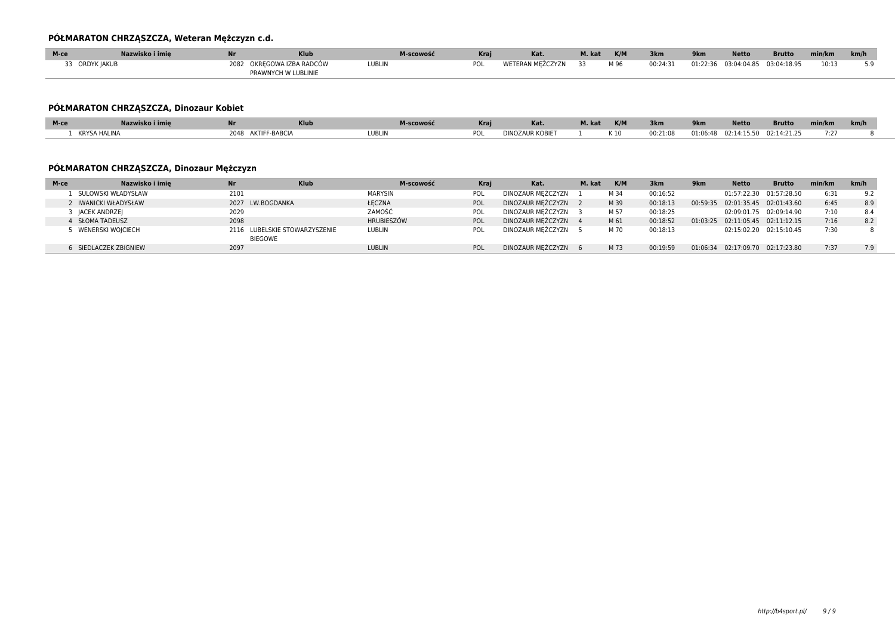## PÓŁMARATON CHRZĄSZCZA, Weteran Mężczyzn c.d.

| M-ce | Nazwisko i imię | Nr | Klub | M-scowość | Kraj | Kat. | M. kat | K/M | 3km | 9km | Netto | Brutto | min/km | km/h |
|---|---|---|---|---|---|---|---|---|---|---|---|---|---|---|
| 33 | ORDYK JAKUB | 2082 | OKRĘGOWA IZBA RADCÓW PRAWNYCH W LUBLINIE | LUBLIN | POL | WETERAN MĘŻCZYZN | 33 | M 96 | 00:24:31 | 01:22:36 | 03:04:04.85 | 03:04:18.95 | 10:13 | 5.9 |

## PÓŁMARATON CHRZĄSZCZA, Dinozaur Kobiet

| M-ce | Nazwisko i imię | Nr | Klub | M-scowość | Kraj | Kat. | M. kat | K/M | 3km | 9km | Netto | Brutto | min/km | km/h |
|---|---|---|---|---|---|---|---|---|---|---|---|---|---|---|
| 1 | KRYSA HALINA | 2048 | AKTIFF-BABCIA | LUBLIN | POL | DINOZAUR KOBIET | 1 | K 10 | 00:21:08 | 01:06:48 | 02:14:15.50 | 02:14:21.25 | 7:27 | 8 |

## PÓŁMARATON CHRZĄSZCZA, Dinozaur Mężczyzn

| M-ce | Nazwisko i imię | Nr | Klub | M-scowość | Kraj | Kat. | M. kat | K/M | 3km | 9km | Netto | Brutto | min/km | km/h |
|---|---|---|---|---|---|---|---|---|---|---|---|---|---|---|
| 1 | SULOWSKI WŁADYSŁAW | 2101 | | MARYSIN | POL | DINOZAUR MĘŻCZYZN | 1 | M 34 | 00:16:52 | | 01:57:22.30 | 01:57:28.50 | 6:31 | 9.2 |
| 2 | IWANICKI WŁADYSŁAW | 2027 | LW.BOGDANKA | ŁĘCZNA | POL | DINOZAUR MĘŻCZYZN | 2 | M 39 | 00:18:13 | 00:59:35 | 02:01:35.45 | 02:01:43.60 | 6:45 | 8.9 |
| 3 | JACEK ANDRZEJ | 2029 | | ZAMOŚĆ | POL | DINOZAUR MĘŻCZYZN | 3 | M 57 | 00:18:25 | | 02:09:01.75 | 02:09:14.90 | 7:10 | 8.4 |
| 4 | SŁOMA TADEUSZ | 2098 | | HRUBIESZÓW | POL | DINOZAUR MĘŻCZYZN | 4 | M 61 | 00:18:52 | 01:03:25 | 02:11:05.45 | 02:11:12.15 | 7:16 | 8.2 |
| 5 | WENERSKI WOJCIECH | 2116 | LUBELSKIE STOWARZYSZENIE BIEGOWE | LUBLIN | POL | DINOZAUR MĘŻCZYZN | 5 | M 70 | 00:18:13 | | 02:15:02.20 | 02:15:10.45 | 7:30 | 8 |
| 6 | SIEDLACZEK ZBIGNIEW | 2097 | | LUBLIN | POL | DINOZAUR MĘŻCZYZN | 6 | M 73 | 00:19:59 | 01:06:34 | 02:17:09.70 | 02:17:23.80 | 7:37 | 7.9 |

http://b4sport.pl/